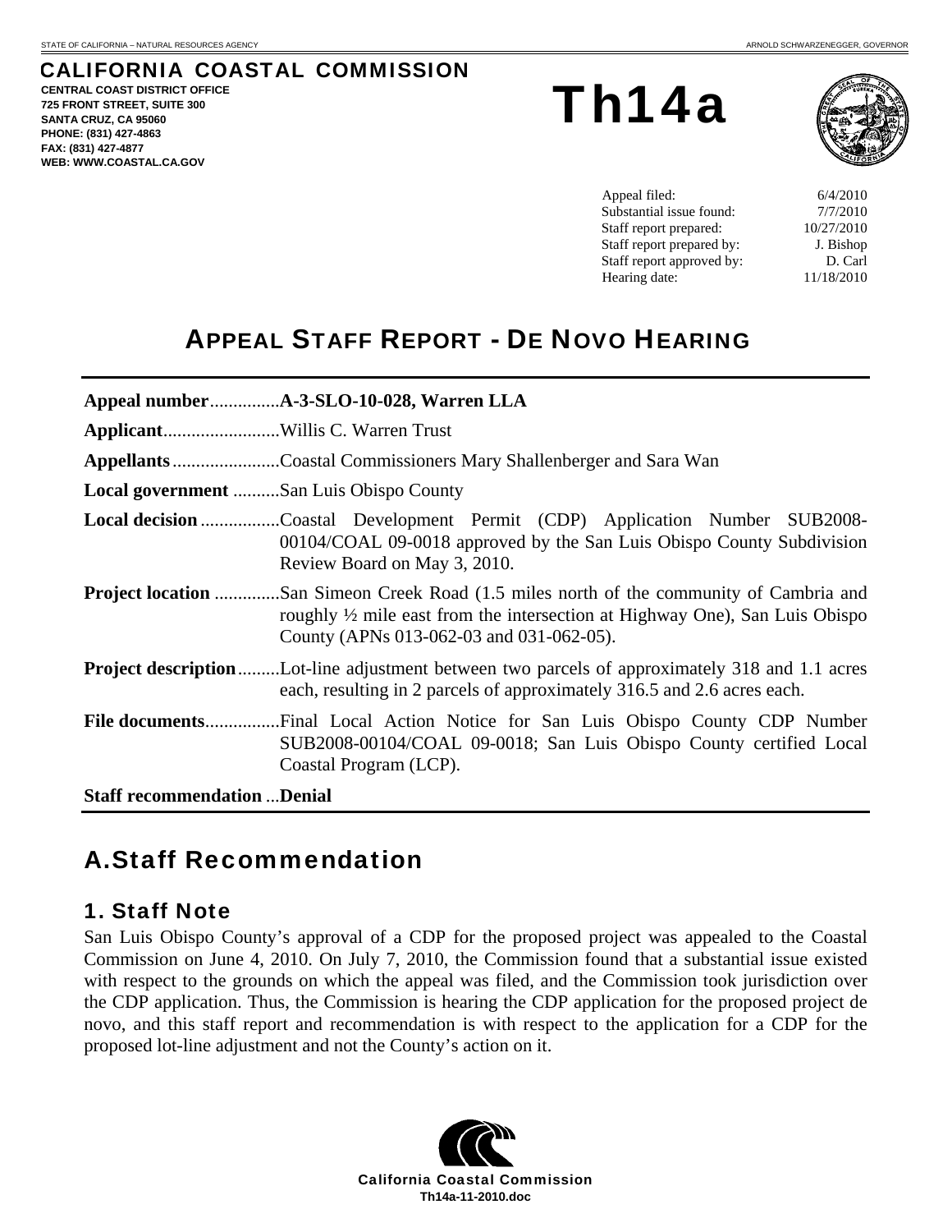STATE OF CALIFORNIA – NATURAL RESOURCES AGENCY ARNOLD SCHWARZENEGGER, GOVERNOR

# CALIFORNIA COASTAL COMMISSION

**CENTRAL COAST DISTRICT OFFICE**
**725 FRONT STREET, SUITE 300**
**SANTA CRUZ, CA 95060**
**PHONE: (831) 427-4863**
**FAX: (831) 427-4877**
**WEB: WWW.COASTAL.CA.GOV**

# Th14a

| | |
|---|---|
| Appeal filed: | 6/4/2010 |
| Substantial issue found: | 7/7/2010 |
| Staff report prepared: | 10/27/2010 |
| Staff report prepared by: | J. Bishop |
| Staff report approved by: | D. Carl |
| Hearing date: | 11/18/2010 |

# APPEAL STAFF REPORT - DE NOVO HEARING

**Appeal number**...............**A-3-SLO-10-028, Warren LLA**

**Applicant**.........................Willis C. Warren Trust

**Appellants**.......................Coastal Commissioners Mary Shallenberger and Sara Wan

**Local government** ..........San Luis Obispo County

**Local decision**.................Coastal Development Permit (CDP) Application Number SUB2008-00104/COAL 09-0018 approved by the San Luis Obispo County Subdivision Review Board on May 3, 2010.

**Project location** ..............San Simeon Creek Road (1.5 miles north of the community of Cambria and roughly ½ mile east from the intersection at Highway One), San Luis Obispo County (APNs 013-062-03 and 031-062-05).

**Project description**.........Lot-line adjustment between two parcels of approximately 318 and 1.1 acres each, resulting in 2 parcels of approximately 316.5 and 2.6 acres each.

**File documents**................Final Local Action Notice for San Luis Obispo County CDP Number SUB2008-00104/COAL 09-0018; San Luis Obispo County certified Local Coastal Program (LCP).

**Staff recommendation** ...**Denial**

## A. Staff Recommendation

### 1. Staff Note

San Luis Obispo County's approval of a CDP for the proposed project was appealed to the Coastal Commission on June 4, 2010. On July 7, 2010, the Commission found that a substantial issue existed with respect to the grounds on which the appeal was filed, and the Commission took jurisdiction over the CDP application. Thus, the Commission is hearing the CDP application for the proposed project de novo, and this staff report and recommendation is with respect to the application for a CDP for the proposed lot-line adjustment and not the County's action on it.

**California Coastal Commission**
**Th14a-11-2010.doc**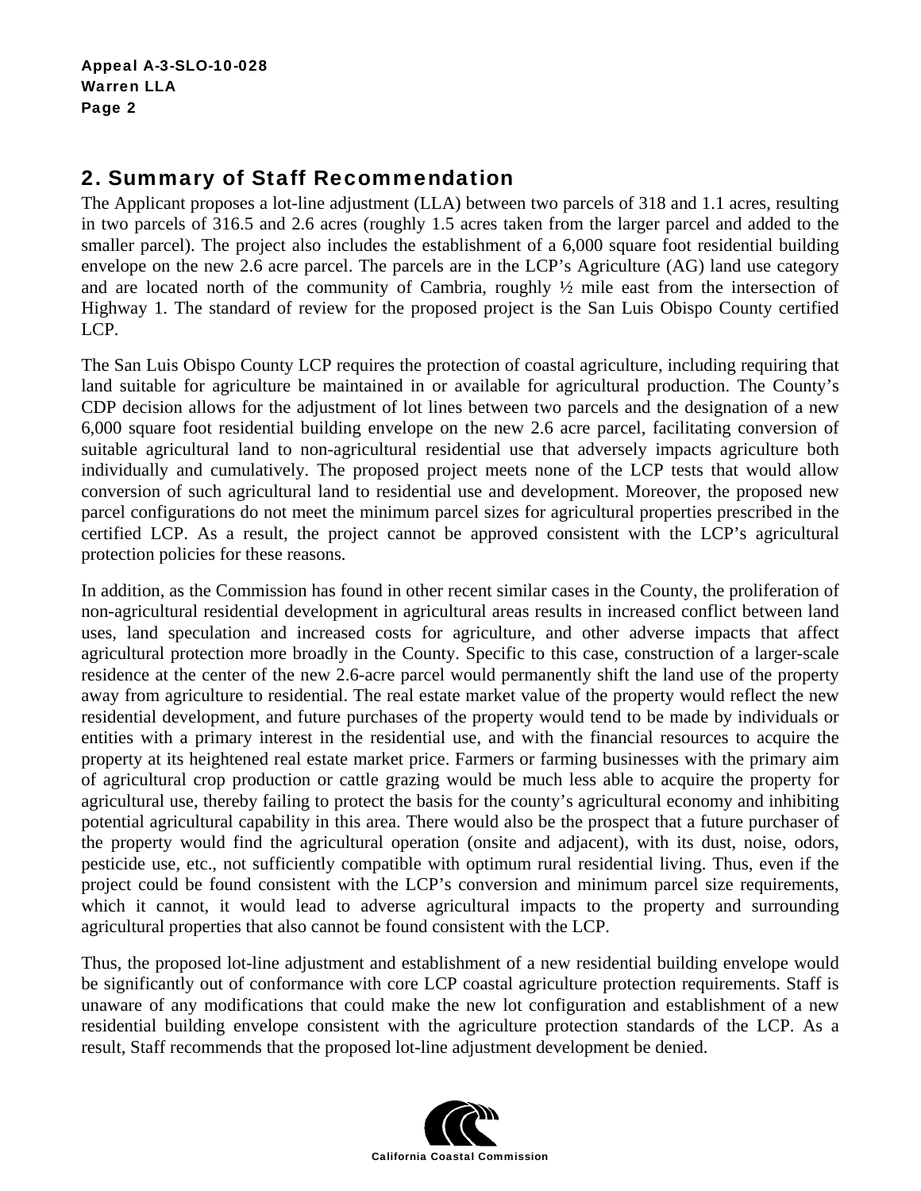## 2. Summary of Staff Recommendation

The Applicant proposes a lot-line adjustment (LLA) between two parcels of 318 and 1.1 acres, resulting in two parcels of 316.5 and 2.6 acres (roughly 1.5 acres taken from the larger parcel and added to the smaller parcel). The project also includes the establishment of a 6,000 square foot residential building envelope on the new 2.6 acre parcel. The parcels are in the LCP's Agriculture (AG) land use category and are located north of the community of Cambria, roughly ½ mile east from the intersection of Highway 1. The standard of review for the proposed project is the San Luis Obispo County certified LCP.

The San Luis Obispo County LCP requires the protection of coastal agriculture, including requiring that land suitable for agriculture be maintained in or available for agricultural production. The County's CDP decision allows for the adjustment of lot lines between two parcels and the designation of a new 6,000 square foot residential building envelope on the new 2.6 acre parcel, facilitating conversion of suitable agricultural land to non-agricultural residential use that adversely impacts agriculture both individually and cumulatively. The proposed project meets none of the LCP tests that would allow conversion of such agricultural land to residential use and development. Moreover, the proposed new parcel configurations do not meet the minimum parcel sizes for agricultural properties prescribed in the certified LCP. As a result, the project cannot be approved consistent with the LCP's agricultural protection policies for these reasons.

In addition, as the Commission has found in other recent similar cases in the County, the proliferation of non-agricultural residential development in agricultural areas results in increased conflict between land uses, land speculation and increased costs for agriculture, and other adverse impacts that affect agricultural protection more broadly in the County. Specific to this case, construction of a larger-scale residence at the center of the new 2.6-acre parcel would permanently shift the land use of the property away from agriculture to residential. The real estate market value of the property would reflect the new residential development, and future purchases of the property would tend to be made by individuals or entities with a primary interest in the residential use, and with the financial resources to acquire the property at its heightened real estate market price. Farmers or farming businesses with the primary aim of agricultural crop production or cattle grazing would be much less able to acquire the property for agricultural use, thereby failing to protect the basis for the county's agricultural economy and inhibiting potential agricultural capability in this area. There would also be the prospect that a future purchaser of the property would find the agricultural operation (onsite and adjacent), with its dust, noise, odors, pesticide use, etc., not sufficiently compatible with optimum rural residential living. Thus, even if the project could be found consistent with the LCP's conversion and minimum parcel size requirements, which it cannot, it would lead to adverse agricultural impacts to the property and surrounding agricultural properties that also cannot be found consistent with the LCP.

Thus, the proposed lot-line adjustment and establishment of a new residential building envelope would be significantly out of conformance with core LCP coastal agriculture protection requirements. Staff is unaware of any modifications that could make the new lot configuration and establishment of a new residential building envelope consistent with the agriculture protection standards of the LCP. As a result, Staff recommends that the proposed lot-line adjustment development be denied.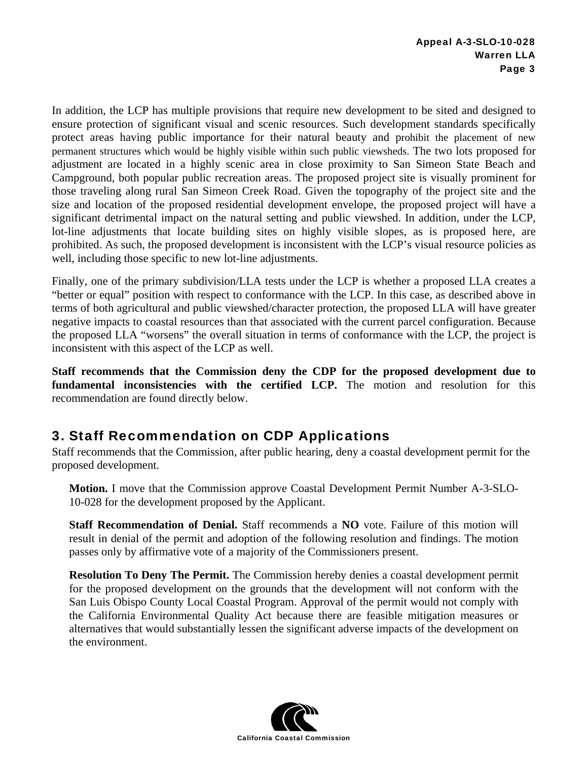In addition, the LCP has multiple provisions that require new development to be sited and designed to ensure protection of significant visual and scenic resources. Such development standards specifically protect areas having public importance for their natural beauty and prohibit the placement of new permanent structures which would be highly visible within such public viewsheds. The two lots proposed for adjustment are located in a highly scenic area in close proximity to San Simeon State Beach and Campground, both popular public recreation areas. The proposed project site is visually prominent for those traveling along rural San Simeon Creek Road. Given the topography of the project site and the size and location of the proposed residential development envelope, the proposed project will have a significant detrimental impact on the natural setting and public viewshed. In addition, under the LCP, lot-line adjustments that locate building sites on highly visible slopes, as is proposed here, are prohibited. As such, the proposed development is inconsistent with the LCP's visual resource policies as well, including those specific to new lot-line adjustments.

Finally, one of the primary subdivision/LLA tests under the LCP is whether a proposed LLA creates a "better or equal" position with respect to conformance with the LCP. In this case, as described above in terms of both agricultural and public viewshed/character protection, the proposed LLA will have greater negative impacts to coastal resources than that associated with the current parcel configuration. Because the proposed LLA "worsens" the overall situation in terms of conformance with the LCP, the project is inconsistent with this aspect of the LCP as well.

**Staff recommends that the Commission deny the CDP for the proposed development due to fundamental inconsistencies with the certified LCP.** The motion and resolution for this recommendation are found directly below.

## 3. Staff Recommendation on CDP Applications

Staff recommends that the Commission, after public hearing, deny a coastal development permit for the proposed development.

**Motion.** I move that the Commission approve Coastal Development Permit Number A-3-SLO-10-028 for the development proposed by the Applicant.

**Staff Recommendation of Denial.** Staff recommends a **NO** vote. Failure of this motion will result in denial of the permit and adoption of the following resolution and findings. The motion passes only by affirmative vote of a majority of the Commissioners present.

**Resolution To Deny The Permit.** The Commission hereby denies a coastal development permit for the proposed development on the grounds that the development will not conform with the San Luis Obispo County Local Coastal Program. Approval of the permit would not comply with the California Environmental Quality Act because there are feasible mitigation measures or alternatives that would substantially lessen the significant adverse impacts of the development on the environment.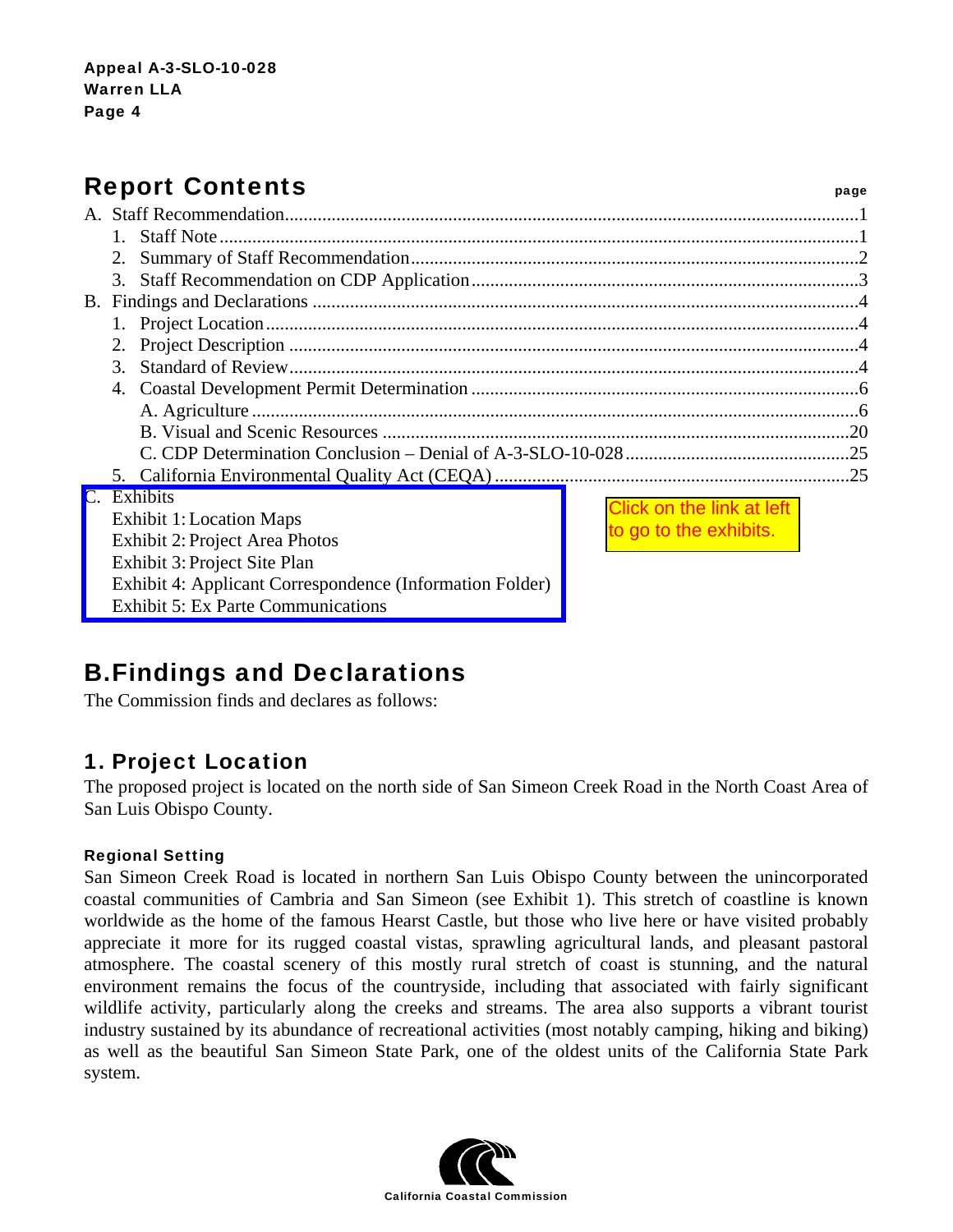## Report Contents

| | page |
|---|---|
| A. Staff Recommendation | 1 |
| 1. Staff Note | 1 |
| 2. Summary of Staff Recommendation | 2 |
| 3. Staff Recommendation on CDP Application | 3 |
| B. Findings and Declarations | 4 |
| 1. Project Location | 4 |
| 2. Project Description | 4 |
| 3. Standard of Review | 4 |
| 4. Coastal Development Permit Determination | 6 |
| A. Agriculture | 6 |
| B. Visual and Scenic Resources | 20 |
| C. CDP Determination Conclusion – Denial of A-3-SLO-10-028 | 25 |
| 5. California Environmental Quality Act (CEQA) | 25 |

C. Exhibits
- Exhibit 1: Location Maps
- Exhibit 2: Project Area Photos
- Exhibit 3: Project Site Plan
- Exhibit 4: Applicant Correspondence (Information Folder)
- Exhibit 5: Ex Parte Communications

Click on the link at left to go to the exhibits.

## B. Findings and Declarations

The Commission finds and declares as follows:

### 1. Project Location

The proposed project is located on the north side of San Simeon Creek Road in the North Coast Area of San Luis Obispo County.

#### Regional Setting

San Simeon Creek Road is located in northern San Luis Obispo County between the unincorporated coastal communities of Cambria and San Simeon (see Exhibit 1). This stretch of coastline is known worldwide as the home of the famous Hearst Castle, but those who live here or have visited probably appreciate it more for its rugged coastal vistas, sprawling agricultural lands, and pleasant pastoral atmosphere. The coastal scenery of this mostly rural stretch of coast is stunning, and the natural environment remains the focus of the countryside, including that associated with fairly significant wildlife activity, particularly along the creeks and streams. The area also supports a vibrant tourist industry sustained by its abundance of recreational activities (most notably camping, hiking and biking) as well as the beautiful San Simeon State Park, one of the oldest units of the California State Park system.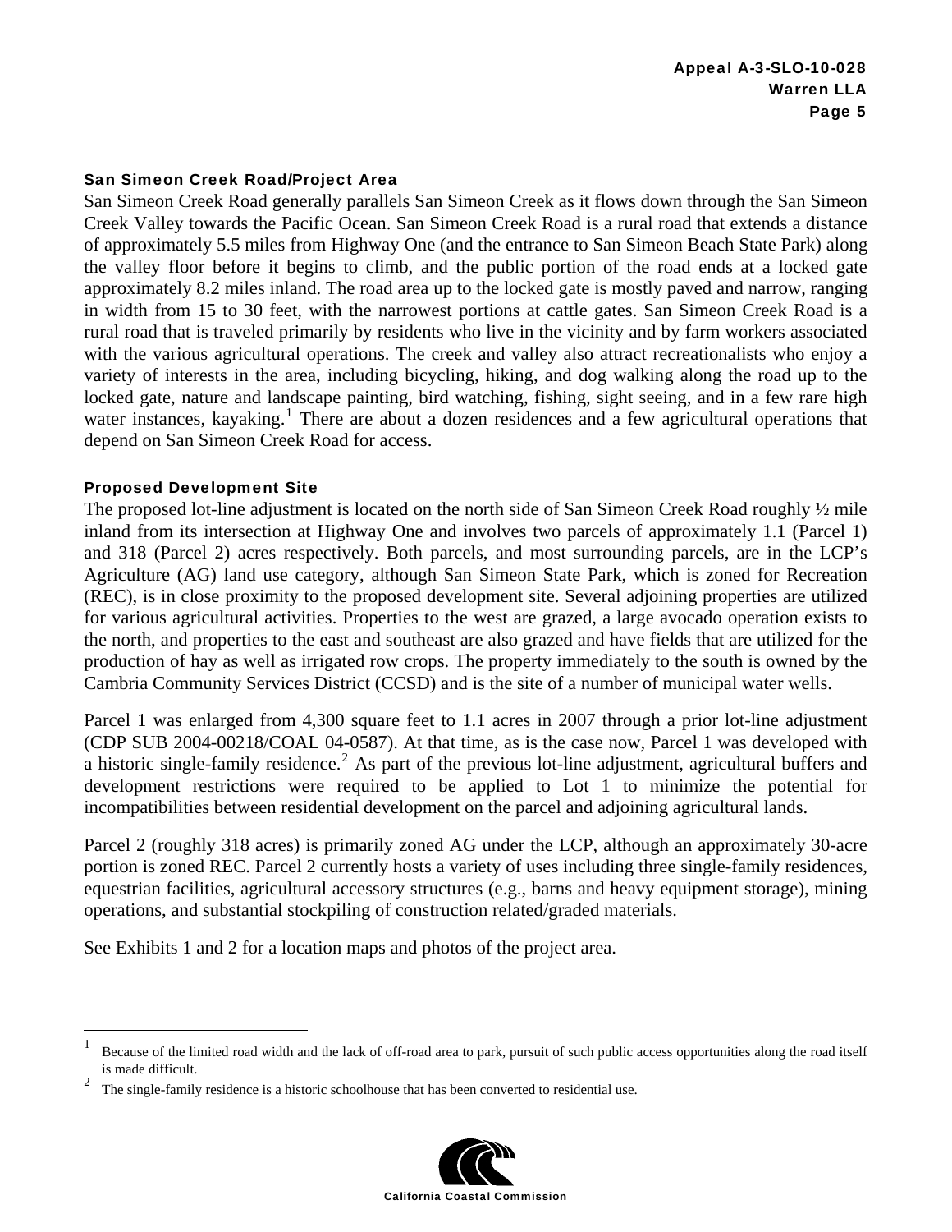### San Simeon Creek Road/Project Area

San Simeon Creek Road generally parallels San Simeon Creek as it flows down through the San Simeon Creek Valley towards the Pacific Ocean. San Simeon Creek Road is a rural road that extends a distance of approximately 5.5 miles from Highway One (and the entrance to San Simeon Beach State Park) along the valley floor before it begins to climb, and the public portion of the road ends at a locked gate approximately 8.2 miles inland. The road area up to the locked gate is mostly paved and narrow, ranging in width from 15 to 30 feet, with the narrowest portions at cattle gates. San Simeon Creek Road is a rural road that is traveled primarily by residents who live in the vicinity and by farm workers associated with the various agricultural operations. The creek and valley also attract recreationalists who enjoy a variety of interests in the area, including bicycling, hiking, and dog walking along the road up to the locked gate, nature and landscape painting, bird watching, fishing, sight seeing, and in a few rare high water instances, kayaking.[1] There are about a dozen residences and a few agricultural operations that depend on San Simeon Creek Road for access.

### Proposed Development Site

The proposed lot-line adjustment is located on the north side of San Simeon Creek Road roughly ½ mile inland from its intersection at Highway One and involves two parcels of approximately 1.1 (Parcel 1) and 318 (Parcel 2) acres respectively. Both parcels, and most surrounding parcels, are in the LCP's Agriculture (AG) land use category, although San Simeon State Park, which is zoned for Recreation (REC), is in close proximity to the proposed development site. Several adjoining properties are utilized for various agricultural activities. Properties to the west are grazed, a large avocado operation exists to the north, and properties to the east and southeast are also grazed and have fields that are utilized for the production of hay as well as irrigated row crops. The property immediately to the south is owned by the Cambria Community Services District (CCSD) and is the site of a number of municipal water wells.

Parcel 1 was enlarged from 4,300 square feet to 1.1 acres in 2007 through a prior lot-line adjustment (CDP SUB 2004-00218/COAL 04-0587). At that time, as is the case now, Parcel 1 was developed with a historic single-family residence.[2] As part of the previous lot-line adjustment, agricultural buffers and development restrictions were required to be applied to Lot 1 to minimize the potential for incompatibilities between residential development on the parcel and adjoining agricultural lands.

Parcel 2 (roughly 318 acres) is primarily zoned AG under the LCP, although an approximately 30-acre portion is zoned REC. Parcel 2 currently hosts a variety of uses including three single-family residences, equestrian facilities, agricultural accessory structures (e.g., barns and heavy equipment storage), mining operations, and substantial stockpiling of construction related/graded materials.

See Exhibits 1 and 2 for a location maps and photos of the project area.

---

[1] Because of the limited road width and the lack of off-road area to park, pursuit of such public access opportunities along the road itself is made difficult.

[2] The single-family residence is a historic schoolhouse that has been converted to residential use.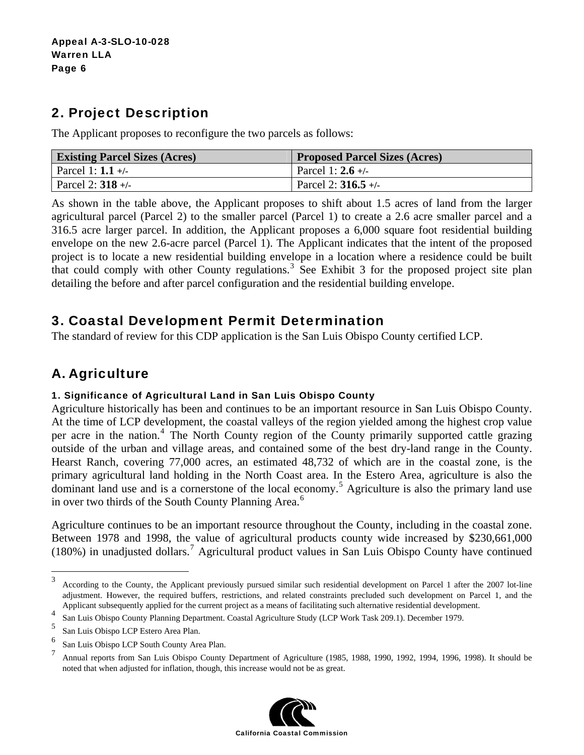## 2. Project Description

The Applicant proposes to reconfigure the two parcels as follows:

| Existing Parcel Sizes (Acres) | Proposed Parcel Sizes (Acres) |
|---|---|
| Parcel 1: **1.1** +/- | Parcel 1: **2.6** +/- |
| Parcel 2: **318** +/- | Parcel 2: **316.5** +/- |

As shown in the table above, the Applicant proposes to shift about 1.5 acres of land from the larger agricultural parcel (Parcel 2) to the smaller parcel (Parcel 1) to create a 2.6 acre smaller parcel and a 316.5 acre larger parcel. In addition, the Applicant proposes a 6,000 square foot residential building envelope on the new 2.6-acre parcel (Parcel 1). The Applicant indicates that the intent of the proposed project is to locate a new residential building envelope in a location where a residence could be built that could comply with other County regulations.[3] See Exhibit 3 for the proposed project site plan detailing the before and after parcel configuration and the residential building envelope.

## 3. Coastal Development Permit Determination

The standard of review for this CDP application is the San Luis Obispo County certified LCP.

## A. Agriculture

### 1. Significance of Agricultural Land in San Luis Obispo County

Agriculture historically has been and continues to be an important resource in San Luis Obispo County. At the time of LCP development, the coastal valleys of the region yielded among the highest crop value per acre in the nation.[4] The North County region of the County primarily supported cattle grazing outside of the urban and village areas, and contained some of the best dry-land range in the County. Hearst Ranch, covering 77,000 acres, an estimated 48,732 of which are in the coastal zone, is the primary agricultural land holding in the North Coast area. In the Estero Area, agriculture is also the dominant land use and is a cornerstone of the local economy.[5] Agriculture is also the primary land use in over two thirds of the South County Planning Area.[6]

Agriculture continues to be an important resource throughout the County, including in the coastal zone. Between 1978 and 1998, the value of agricultural products county wide increased by $230,661,000 (180%) in unadjusted dollars.[7] Agricultural product values in San Luis Obispo County have continued

---

[3] According to the County, the Applicant previously pursued similar such residential development on Parcel 1 after the 2007 lot-line adjustment. However, the required buffers, restrictions, and related constraints precluded such development on Parcel 1, and the Applicant subsequently applied for the current project as a means of facilitating such alternative residential development.

[4] San Luis Obispo County Planning Department. Coastal Agriculture Study (LCP Work Task 209.1). December 1979.

[5] San Luis Obispo LCP Estero Area Plan.

[6] San Luis Obispo LCP South County Area Plan.

[7] Annual reports from San Luis Obispo County Department of Agriculture (1985, 1988, 1990, 1992, 1994, 1996, 1998). It should be noted that when adjusted for inflation, though, this increase would not be as great.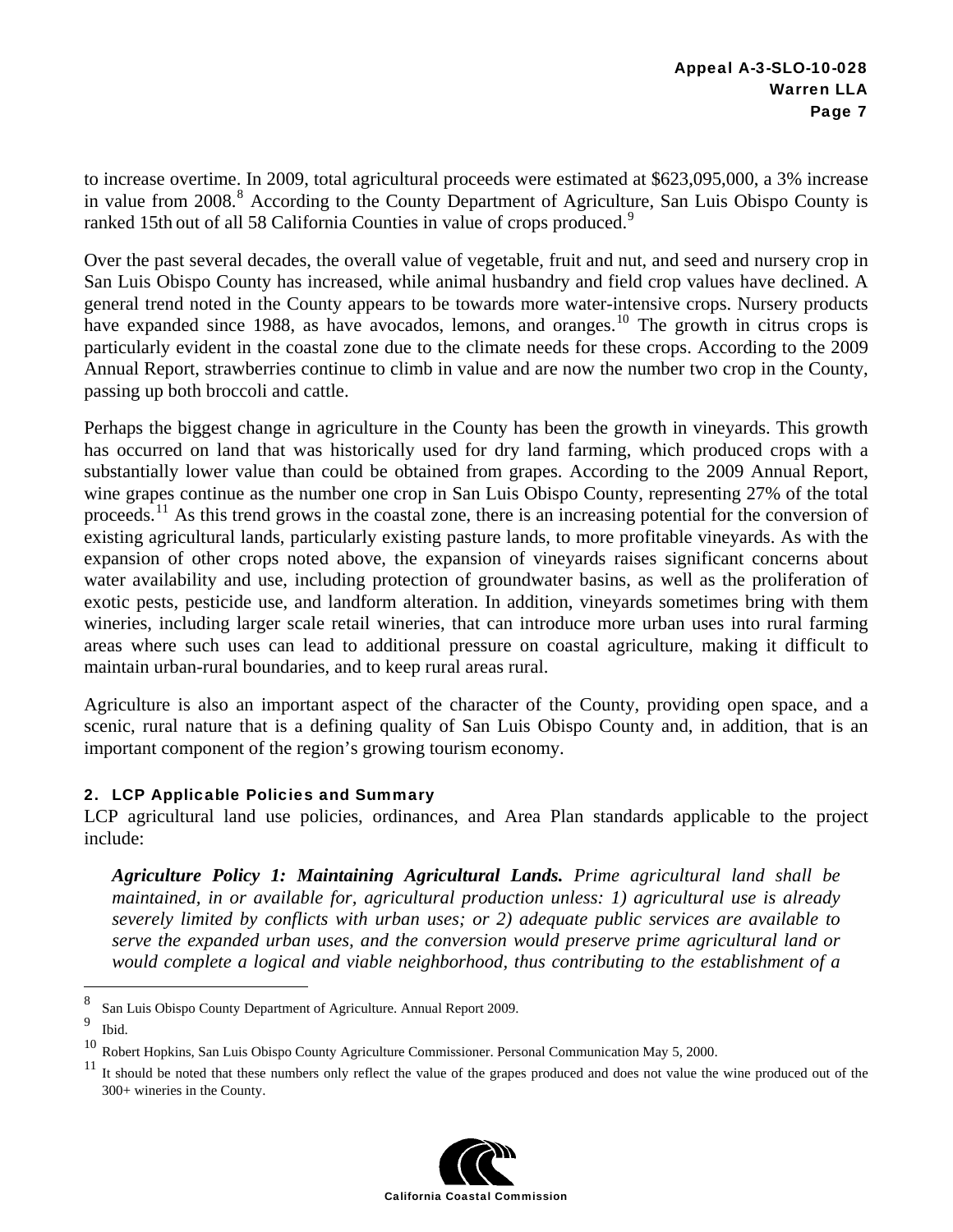to increase overtime. In 2009, total agricultural proceeds were estimated at $623,095,000, a 3% increase in value from 2008.[8] According to the County Department of Agriculture, San Luis Obispo County is ranked 15th out of all 58 California Counties in value of crops produced.[9]

Over the past several decades, the overall value of vegetable, fruit and nut, and seed and nursery crop in San Luis Obispo County has increased, while animal husbandry and field crop values have declined. A general trend noted in the County appears to be towards more water-intensive crops. Nursery products have expanded since 1988, as have avocados, lemons, and oranges.[10] The growth in citrus crops is particularly evident in the coastal zone due to the climate needs for these crops. According to the 2009 Annual Report, strawberries continue to climb in value and are now the number two crop in the County, passing up both broccoli and cattle.

Perhaps the biggest change in agriculture in the County has been the growth in vineyards. This growth has occurred on land that was historically used for dry land farming, which produced crops with a substantially lower value than could be obtained from grapes. According to the 2009 Annual Report, wine grapes continue as the number one crop in San Luis Obispo County, representing 27% of the total proceeds.[11] As this trend grows in the coastal zone, there is an increasing potential for the conversion of existing agricultural lands, particularly existing pasture lands, to more profitable vineyards. As with the expansion of other crops noted above, the expansion of vineyards raises significant concerns about water availability and use, including protection of groundwater basins, as well as the proliferation of exotic pests, pesticide use, and landform alteration. In addition, vineyards sometimes bring with them wineries, including larger scale retail wineries, that can introduce more urban uses into rural farming areas where such uses can lead to additional pressure on coastal agriculture, making it difficult to maintain urban-rural boundaries, and to keep rural areas rural.

Agriculture is also an important aspect of the character of the County, providing open space, and a scenic, rural nature that is a defining quality of San Luis Obispo County and, in addition, that is an important component of the region's growing tourism economy.

#### 2. LCP Applicable Policies and Summary

LCP agricultural land use policies, ordinances, and Area Plan standards applicable to the project include:

> ***Agriculture Policy 1: Maintaining Agricultural Lands.*** *Prime agricultural land shall be maintained, in or available for, agricultural production unless: 1) agricultural use is already severely limited by conflicts with urban uses; or 2) adequate public services are available to serve the expanded urban uses, and the conversion would preserve prime agricultural land or would complete a logical and viable neighborhood, thus contributing to the establishment of a*

---

[8] San Luis Obispo County Department of Agriculture. Annual Report 2009.

[9] Ibid.

[10] Robert Hopkins, San Luis Obispo County Agriculture Commissioner. Personal Communication May 5, 2000.

[11] It should be noted that these numbers only reflect the value of the grapes produced and does not value the wine produced out of the 300+ wineries in the County.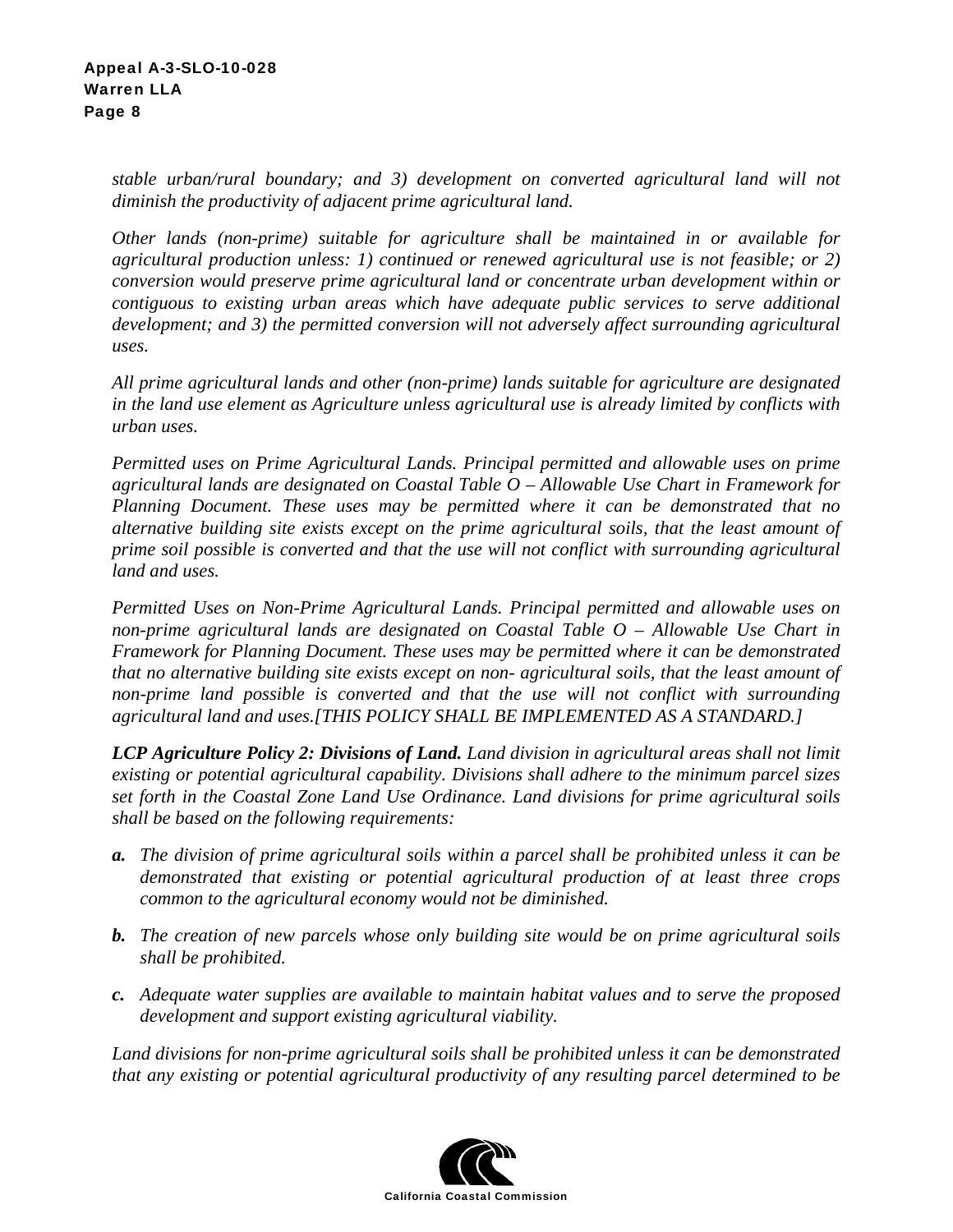*stable urban/rural boundary; and 3) development on converted agricultural land will not diminish the productivity of adjacent prime agricultural land.*

*Other lands (non-prime) suitable for agriculture shall be maintained in or available for agricultural production unless: 1) continued or renewed agricultural use is not feasible; or 2) conversion would preserve prime agricultural land or concentrate urban development within or contiguous to existing urban areas which have adequate public services to serve additional development; and 3) the permitted conversion will not adversely affect surrounding agricultural uses.*

*All prime agricultural lands and other (non-prime) lands suitable for agriculture are designated in the land use element as Agriculture unless agricultural use is already limited by conflicts with urban uses.*

*Permitted uses on Prime Agricultural Lands. Principal permitted and allowable uses on prime agricultural lands are designated on Coastal Table O – Allowable Use Chart in Framework for Planning Document. These uses may be permitted where it can be demonstrated that no alternative building site exists except on the prime agricultural soils, that the least amount of prime soil possible is converted and that the use will not conflict with surrounding agricultural land and uses.*

*Permitted Uses on Non-Prime Agricultural Lands. Principal permitted and allowable uses on non-prime agricultural lands are designated on Coastal Table O – Allowable Use Chart in Framework for Planning Document. These uses may be permitted where it can be demonstrated that no alternative building site exists except on non- agricultural soils, that the least amount of non-prime land possible is converted and that the use will not conflict with surrounding agricultural land and uses.[THIS POLICY SHALL BE IMPLEMENTED AS A STANDARD.]*

***LCP Agriculture Policy 2: Divisions of Land.*** *Land division in agricultural areas shall not limit existing or potential agricultural capability. Divisions shall adhere to the minimum parcel sizes set forth in the Coastal Zone Land Use Ordinance. Land divisions for prime agricultural soils shall be based on the following requirements:*

- ***a.*** *The division of prime agricultural soils within a parcel shall be prohibited unless it can be demonstrated that existing or potential agricultural production of at least three crops common to the agricultural economy would not be diminished.*
- ***b.*** *The creation of new parcels whose only building site would be on prime agricultural soils shall be prohibited.*
- ***c.*** *Adequate water supplies are available to maintain habitat values and to serve the proposed development and support existing agricultural viability.*

*Land divisions for non-prime agricultural soils shall be prohibited unless it can be demonstrated that any existing or potential agricultural productivity of any resulting parcel determined to be*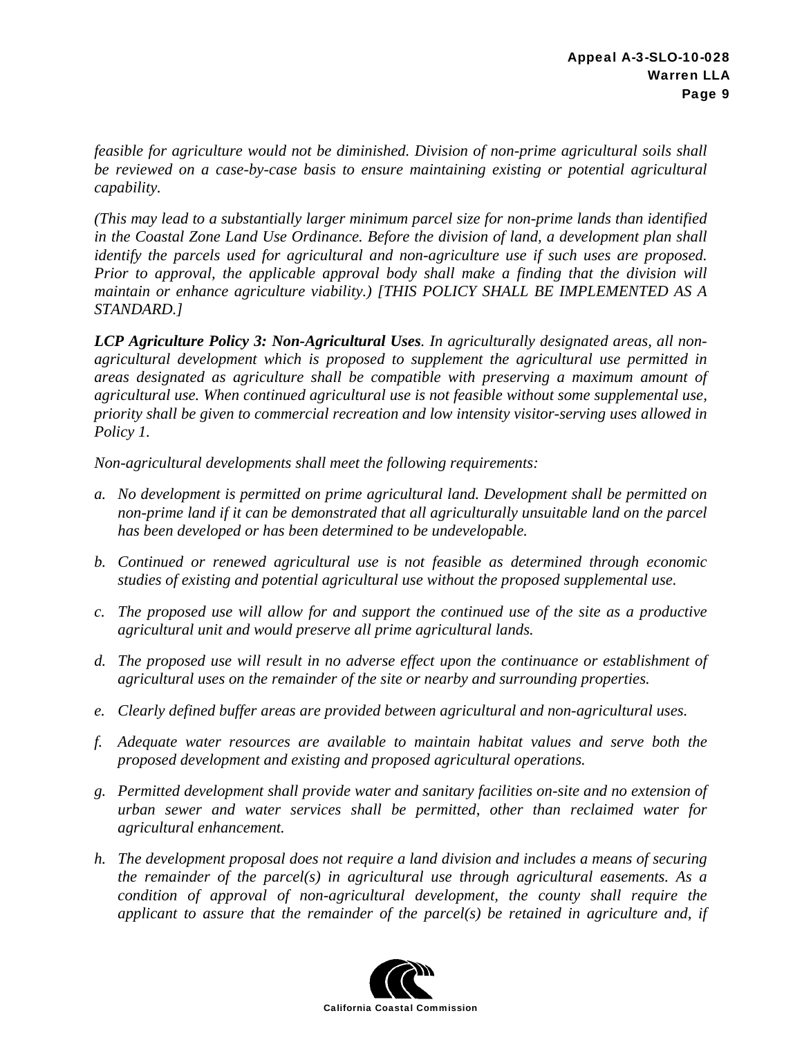*feasible for agriculture would not be diminished. Division of non-prime agricultural soils shall be reviewed on a case-by-case basis to ensure maintaining existing or potential agricultural capability.*

*(This may lead to a substantially larger minimum parcel size for non-prime lands than identified in the Coastal Zone Land Use Ordinance. Before the division of land, a development plan shall identify the parcels used for agricultural and non-agriculture use if such uses are proposed. Prior to approval, the applicable approval body shall make a finding that the division will maintain or enhance agriculture viability.) [THIS POLICY SHALL BE IMPLEMENTED AS A STANDARD.]*

***LCP Agriculture Policy 3: Non-Agricultural Uses**. In agriculturally designated areas, all non-agricultural development which is proposed to supplement the agricultural use permitted in areas designated as agriculture shall be compatible with preserving a maximum amount of agricultural use. When continued agricultural use is not feasible without some supplemental use, priority shall be given to commercial recreation and low intensity visitor-serving uses allowed in Policy 1.*

*Non-agricultural developments shall meet the following requirements:*

*a. No development is permitted on prime agricultural land. Development shall be permitted on non-prime land if it can be demonstrated that all agriculturally unsuitable land on the parcel has been developed or has been determined to be undevelopable.*

*b. Continued or renewed agricultural use is not feasible as determined through economic studies of existing and potential agricultural use without the proposed supplemental use.*

*c. The proposed use will allow for and support the continued use of the site as a productive agricultural unit and would preserve all prime agricultural lands.*

*d. The proposed use will result in no adverse effect upon the continuance or establishment of agricultural uses on the remainder of the site or nearby and surrounding properties.*

*e. Clearly defined buffer areas are provided between agricultural and non-agricultural uses.*

*f. Adequate water resources are available to maintain habitat values and serve both the proposed development and existing and proposed agricultural operations.*

*g. Permitted development shall provide water and sanitary facilities on-site and no extension of urban sewer and water services shall be permitted, other than reclaimed water for agricultural enhancement.*

*h. The development proposal does not require a land division and includes a means of securing the remainder of the parcel(s) in agricultural use through agricultural easements. As a condition of approval of non-agricultural development, the county shall require the applicant to assure that the remainder of the parcel(s) be retained in agriculture and, if*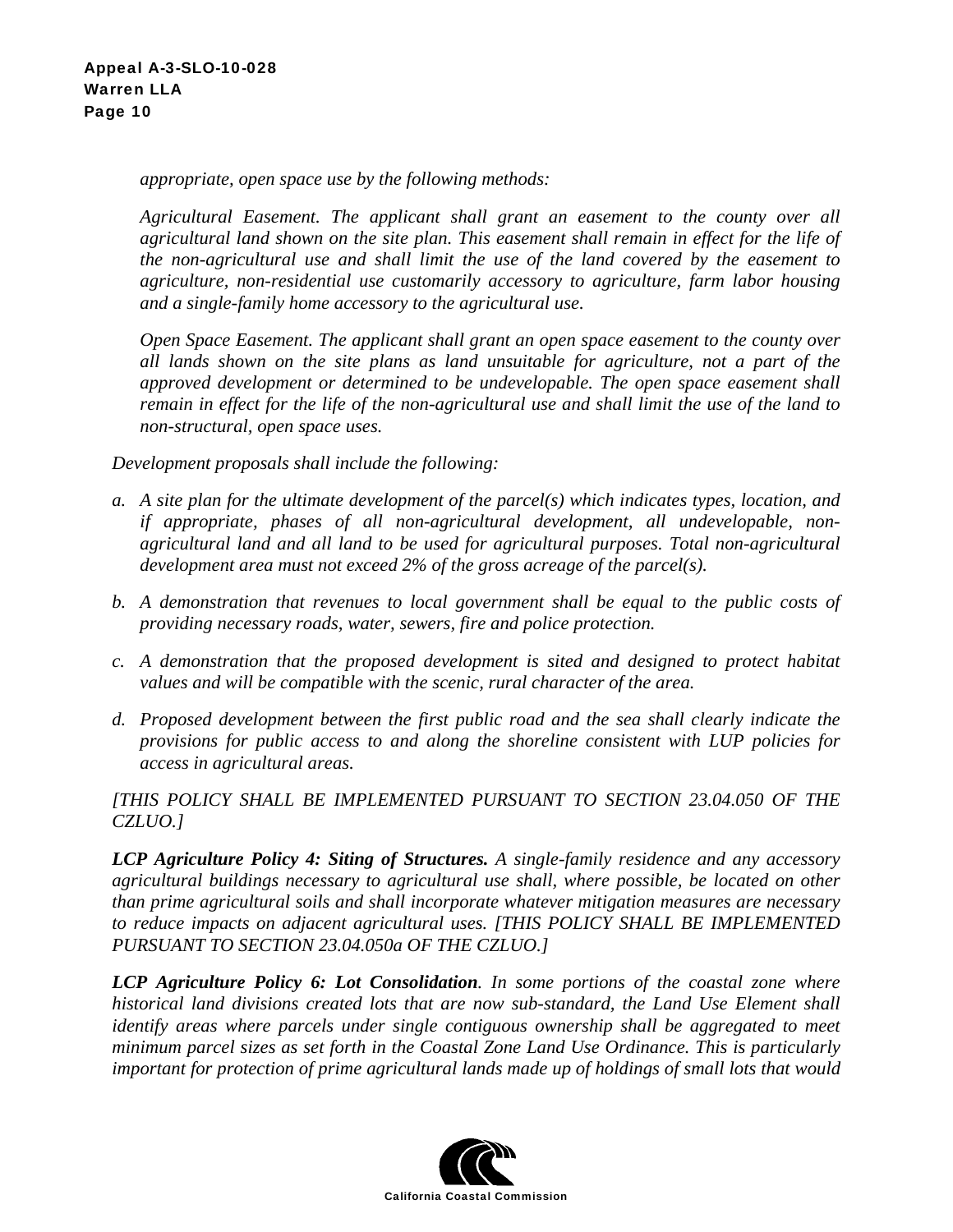*appropriate, open space use by the following methods:*

*Agricultural Easement. The applicant shall grant an easement to the county over all agricultural land shown on the site plan. This easement shall remain in effect for the life of the non-agricultural use and shall limit the use of the land covered by the easement to agriculture, non-residential use customarily accessory to agriculture, farm labor housing and a single-family home accessory to the agricultural use.*

*Open Space Easement. The applicant shall grant an open space easement to the county over all lands shown on the site plans as land unsuitable for agriculture, not a part of the approved development or determined to be undevelopable. The open space easement shall remain in effect for the life of the non-agricultural use and shall limit the use of the land to non-structural, open space uses.*

*Development proposals shall include the following:*

*a. A site plan for the ultimate development of the parcel(s) which indicates types, location, and if appropriate, phases of all non-agricultural development, all undevelopable, non-agricultural land and all land to be used for agricultural purposes. Total non-agricultural development area must not exceed 2% of the gross acreage of the parcel(s).*

*b. A demonstration that revenues to local government shall be equal to the public costs of providing necessary roads, water, sewers, fire and police protection.*

*c. A demonstration that the proposed development is sited and designed to protect habitat values and will be compatible with the scenic, rural character of the area.*

*d. Proposed development between the first public road and the sea shall clearly indicate the provisions for public access to and along the shoreline consistent with LUP policies for access in agricultural areas.*

*[THIS POLICY SHALL BE IMPLEMENTED PURSUANT TO SECTION 23.04.050 OF THE CZLUO.]*

***LCP Agriculture Policy 4: Siting of Structures.*** *A single-family residence and any accessory agricultural buildings necessary to agricultural use shall, where possible, be located on other than prime agricultural soils and shall incorporate whatever mitigation measures are necessary to reduce impacts on adjacent agricultural uses. [THIS POLICY SHALL BE IMPLEMENTED PURSUANT TO SECTION 23.04.050a OF THE CZLUO.]*

***LCP Agriculture Policy 6: Lot Consolidation****. In some portions of the coastal zone where historical land divisions created lots that are now sub-standard, the Land Use Element shall identify areas where parcels under single contiguous ownership shall be aggregated to meet minimum parcel sizes as set forth in the Coastal Zone Land Use Ordinance. This is particularly important for protection of prime agricultural lands made up of holdings of small lots that would*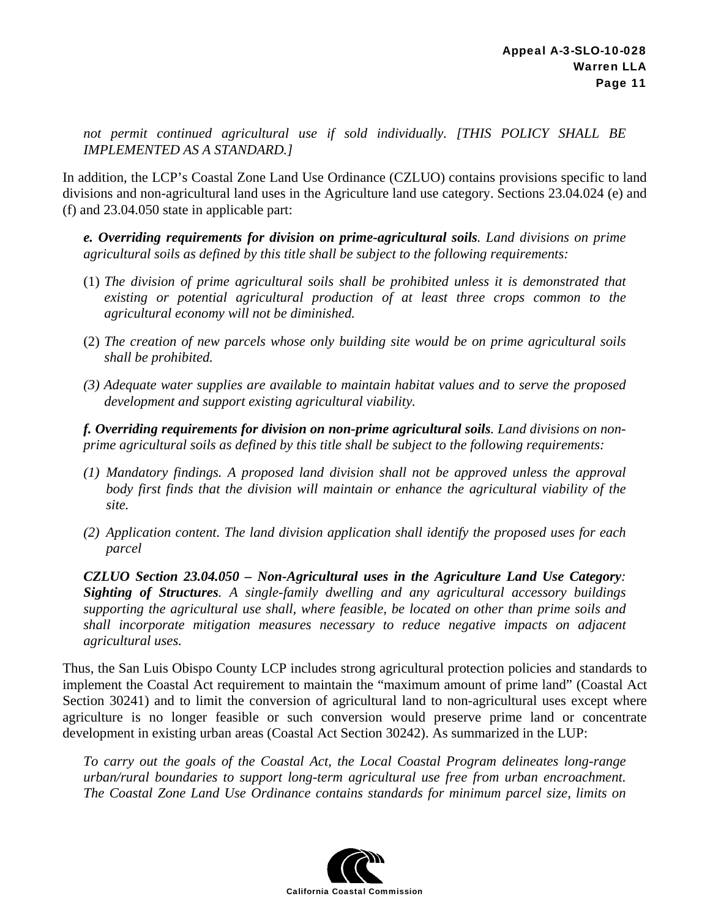*not permit continued agricultural use if sold individually. [THIS POLICY SHALL BE IMPLEMENTED AS A STANDARD.]*

In addition, the LCP's Coastal Zone Land Use Ordinance (CZLUO) contains provisions specific to land divisions and non-agricultural land uses in the Agriculture land use category. Sections 23.04.024 (e) and (f) and 23.04.050 state in applicable part:

> ***e. Overriding requirements for division on prime-agricultural soils****. Land divisions on prime agricultural soils as defined by this title shall be subject to the following requirements:*
>
> (1) *The division of prime agricultural soils shall be prohibited unless it is demonstrated that existing or potential agricultural production of at least three crops common to the agricultural economy will not be diminished.*
>
> (2) *The creation of new parcels whose only building site would be on prime agricultural soils shall be prohibited.*
>
> *(3) Adequate water supplies are available to maintain habitat values and to serve the proposed development and support existing agricultural viability.*
>
> ***f. Overriding requirements for division on non-prime agricultural soils****. Land divisions on non-prime agricultural soils as defined by this title shall be subject to the following requirements:*
>
> *(1) Mandatory findings. A proposed land division shall not be approved unless the approval body first finds that the division will maintain or enhance the agricultural viability of the site.*
>
> *(2) Application content. The land division application shall identify the proposed uses for each parcel*
>
> ***CZLUO Section 23.04.050 – Non-Agricultural uses in the Agriculture Land Use Category****:* ***Sighting of Structures****. A single-family dwelling and any agricultural accessory buildings supporting the agricultural use shall, where feasible, be located on other than prime soils and shall incorporate mitigation measures necessary to reduce negative impacts on adjacent agricultural uses.*

Thus, the San Luis Obispo County LCP includes strong agricultural protection policies and standards to implement the Coastal Act requirement to maintain the "maximum amount of prime land" (Coastal Act Section 30241) and to limit the conversion of agricultural land to non-agricultural uses except where agriculture is no longer feasible or such conversion would preserve prime land or concentrate development in existing urban areas (Coastal Act Section 30242). As summarized in the LUP:

> *To carry out the goals of the Coastal Act, the Local Coastal Program delineates long-range urban/rural boundaries to support long-term agricultural use free from urban encroachment. The Coastal Zone Land Use Ordinance contains standards for minimum parcel size, limits on*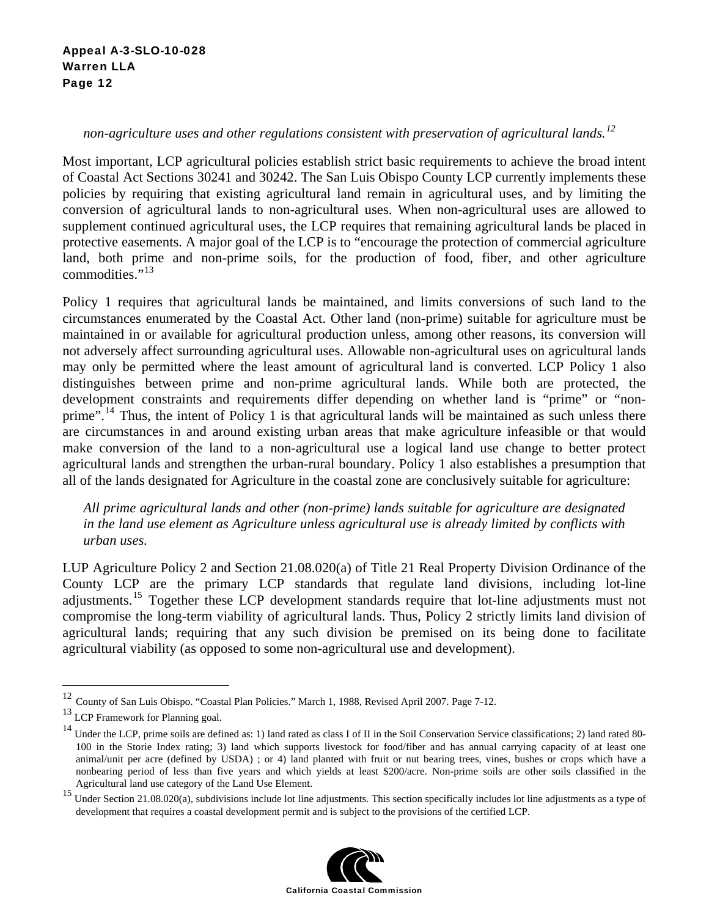*non-agriculture uses and other regulations consistent with preservation of agricultural lands.*[12]

Most important, LCP agricultural policies establish strict basic requirements to achieve the broad intent of Coastal Act Sections 30241 and 30242. The San Luis Obispo County LCP currently implements these policies by requiring that existing agricultural land remain in agricultural uses, and by limiting the conversion of agricultural lands to non-agricultural uses. When non-agricultural uses are allowed to supplement continued agricultural uses, the LCP requires that remaining agricultural lands be placed in protective easements. A major goal of the LCP is to "encourage the protection of commercial agriculture land, both prime and non-prime soils, for the production of food, fiber, and other agriculture commodities."[13]

Policy 1 requires that agricultural lands be maintained, and limits conversions of such land to the circumstances enumerated by the Coastal Act. Other land (non-prime) suitable for agriculture must be maintained in or available for agricultural production unless, among other reasons, its conversion will not adversely affect surrounding agricultural uses. Allowable non-agricultural uses on agricultural lands may only be permitted where the least amount of agricultural land is converted. LCP Policy 1 also distinguishes between prime and non-prime agricultural lands. While both are protected, the development constraints and requirements differ depending on whether land is "prime" or "non-prime".[14] Thus, the intent of Policy 1 is that agricultural lands will be maintained as such unless there are circumstances in and around existing urban areas that make agriculture infeasible or that would make conversion of the land to a non-agricultural use a logical land use change to better protect agricultural lands and strengthen the urban-rural boundary. Policy 1 also establishes a presumption that all of the lands designated for Agriculture in the coastal zone are conclusively suitable for agriculture:

> *All prime agricultural lands and other (non-prime) lands suitable for agriculture are designated in the land use element as Agriculture unless agricultural use is already limited by conflicts with urban uses.*

LUP Agriculture Policy 2 and Section 21.08.020(a) of Title 21 Real Property Division Ordinance of the County LCP are the primary LCP standards that regulate land divisions, including lot-line adjustments.[15] Together these LCP development standards require that lot-line adjustments must not compromise the long-term viability of agricultural lands. Thus, Policy 2 strictly limits land division of agricultural lands; requiring that any such division be premised on its being done to facilitate agricultural viability (as opposed to some non-agricultural use and development).

---

[12] County of San Luis Obispo. "Coastal Plan Policies." March 1, 1988, Revised April 2007. Page 7-12.

[13] LCP Framework for Planning goal.

[14] Under the LCP, prime soils are defined as: 1) land rated as class I of II in the Soil Conservation Service classifications; 2) land rated 80-100 in the Storie Index rating; 3) land which supports livestock for food/fiber and has annual carrying capacity of at least one animal/unit per acre (defined by USDA) ; or 4) land planted with fruit or nut bearing trees, vines, bushes or crops which have a nonbearing period of less than five years and which yields at least $200/acre. Non-prime soils are other soils classified in the Agricultural land use category of the Land Use Element.

[15] Under Section 21.08.020(a), subdivisions include lot line adjustments. This section specifically includes lot line adjustments as a type of development that requires a coastal development permit and is subject to the provisions of the certified LCP.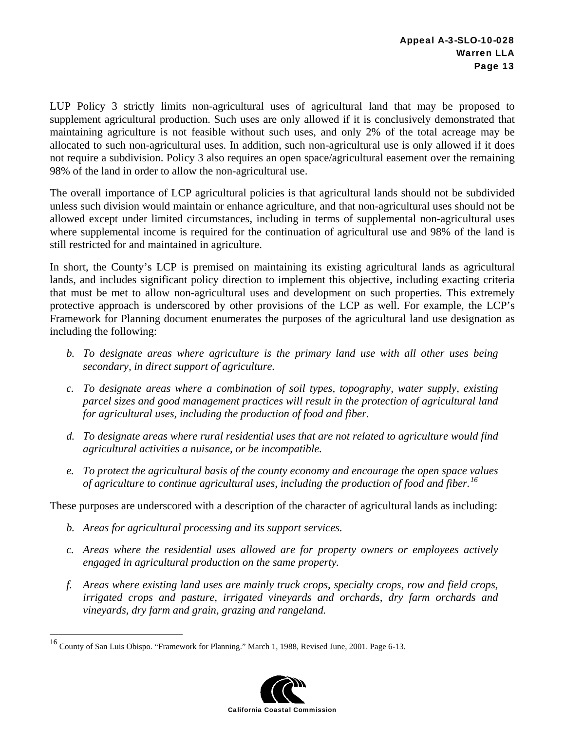LUP Policy 3 strictly limits non-agricultural uses of agricultural land that may be proposed to supplement agricultural production. Such uses are only allowed if it is conclusively demonstrated that maintaining agriculture is not feasible without such uses, and only 2% of the total acreage may be allocated to such non-agricultural uses. In addition, such non-agricultural use is only allowed if it does not require a subdivision. Policy 3 also requires an open space/agricultural easement over the remaining 98% of the land in order to allow the non-agricultural use.

The overall importance of LCP agricultural policies is that agricultural lands should not be subdivided unless such division would maintain or enhance agriculture, and that non-agricultural uses should not be allowed except under limited circumstances, including in terms of supplemental non-agricultural uses where supplemental income is required for the continuation of agricultural use and 98% of the land is still restricted for and maintained in agriculture.

In short, the County's LCP is premised on maintaining its existing agricultural lands as agricultural lands, and includes significant policy direction to implement this objective, including exacting criteria that must be met to allow non-agricultural uses and development on such properties. This extremely protective approach is underscored by other provisions of the LCP as well. For example, the LCP's Framework for Planning document enumerates the purposes of the agricultural land use designation as including the following:

b. *To designate areas where agriculture is the primary land use with all other uses being secondary, in direct support of agriculture.*

c. *To designate areas where a combination of soil types, topography, water supply, existing parcel sizes and good management practices will result in the protection of agricultural land for agricultural uses, including the production of food and fiber.*

d. *To designate areas where rural residential uses that are not related to agriculture would find agricultural activities a nuisance, or be incompatible.*

e. *To protect the agricultural basis of the county economy and encourage the open space values of agriculture to continue agricultural uses, including the production of food and fiber.*[16]

These purposes are underscored with a description of the character of agricultural lands as including:

b. *Areas for agricultural processing and its support services.*

c. *Areas where the residential uses allowed are for property owners or employees actively engaged in agricultural production on the same property.*

f. *Areas where existing land uses are mainly truck crops, specialty crops, row and field crops, irrigated crops and pasture, irrigated vineyards and orchards, dry farm orchards and vineyards, dry farm and grain, grazing and rangeland.*

---

[16] County of San Luis Obispo. "Framework for Planning." March 1, 1988, Revised June, 2001. Page 6-13.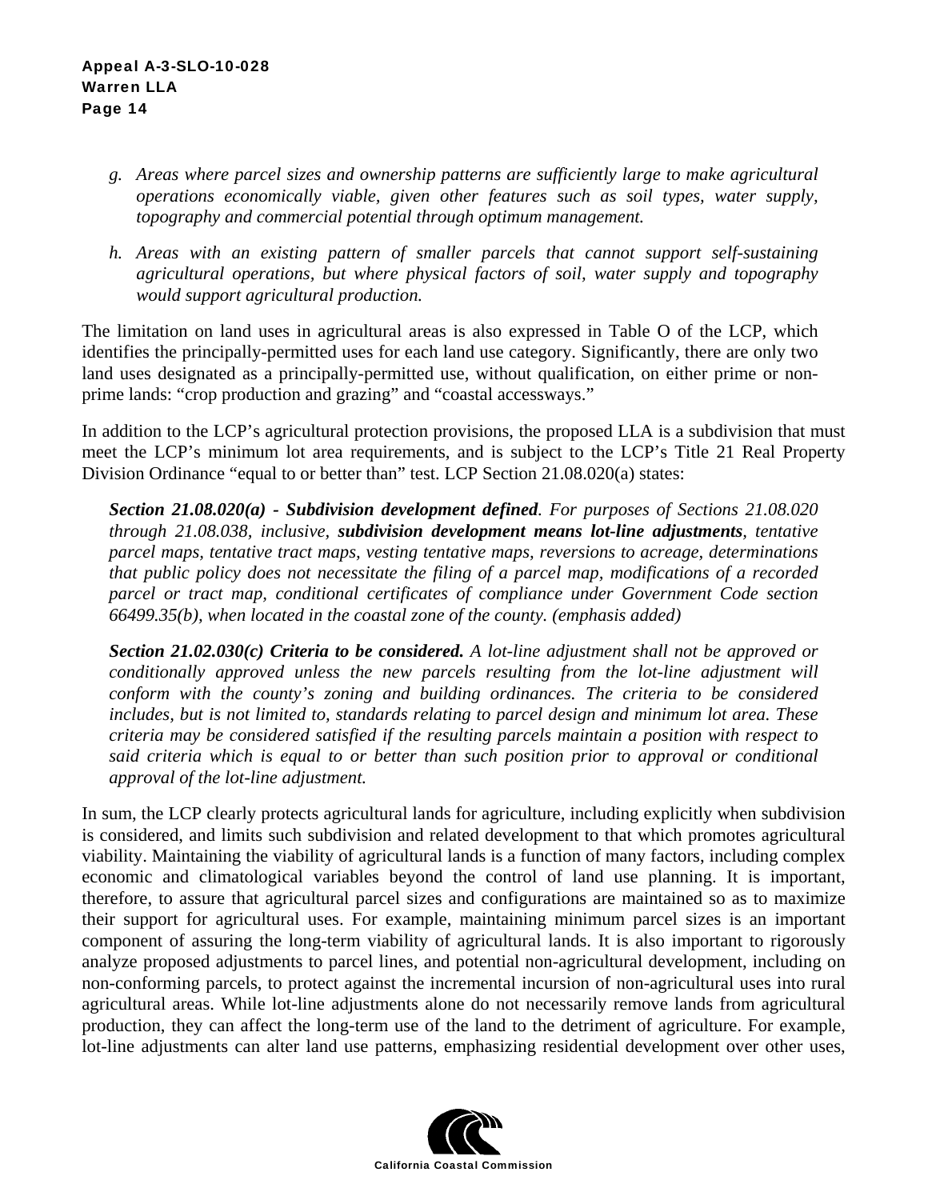*g. Areas where parcel sizes and ownership patterns are sufficiently large to make agricultural operations economically viable, given other features such as soil types, water supply, topography and commercial potential through optimum management.*

*h. Areas with an existing pattern of smaller parcels that cannot support self-sustaining agricultural operations, but where physical factors of soil, water supply and topography would support agricultural production.*

The limitation on land uses in agricultural areas is also expressed in Table O of the LCP, which identifies the principally-permitted uses for each land use category. Significantly, there are only two land uses designated as a principally-permitted use, without qualification, on either prime or non-prime lands: "crop production and grazing" and "coastal accessways."

In addition to the LCP's agricultural protection provisions, the proposed LLA is a subdivision that must meet the LCP's minimum lot area requirements, and is subject to the LCP's Title 21 Real Property Division Ordinance "equal to or better than" test. LCP Section 21.08.020(a) states:

> ***Section 21.08.020(a) - Subdivision development defined****. For purposes of Sections 21.08.020 through 21.08.038, inclusive,* ***subdivision development means lot-line adjustments****, tentative parcel maps, tentative tract maps, vesting tentative maps, reversions to acreage, determinations that public policy does not necessitate the filing of a parcel map, modifications of a recorded parcel or tract map, conditional certificates of compliance under Government Code section 66499.35(b), when located in the coastal zone of the county. (emphasis added)*

> ***Section 21.02.030(c) Criteria to be considered.*** *A lot-line adjustment shall not be approved or conditionally approved unless the new parcels resulting from the lot-line adjustment will conform with the county's zoning and building ordinances. The criteria to be considered includes, but is not limited to, standards relating to parcel design and minimum lot area. These criteria may be considered satisfied if the resulting parcels maintain a position with respect to said criteria which is equal to or better than such position prior to approval or conditional approval of the lot-line adjustment.*

In sum, the LCP clearly protects agricultural lands for agriculture, including explicitly when subdivision is considered, and limits such subdivision and related development to that which promotes agricultural viability. Maintaining the viability of agricultural lands is a function of many factors, including complex economic and climatological variables beyond the control of land use planning. It is important, therefore, to assure that agricultural parcel sizes and configurations are maintained so as to maximize their support for agricultural uses. For example, maintaining minimum parcel sizes is an important component of assuring the long-term viability of agricultural lands. It is also important to rigorously analyze proposed adjustments to parcel lines, and potential non-agricultural development, including on non-conforming parcels, to protect against the incremental incursion of non-agricultural uses into rural agricultural areas. While lot-line adjustments alone do not necessarily remove lands from agricultural production, they can affect the long-term use of the land to the detriment of agriculture. For example, lot-line adjustments can alter land use patterns, emphasizing residential development over other uses,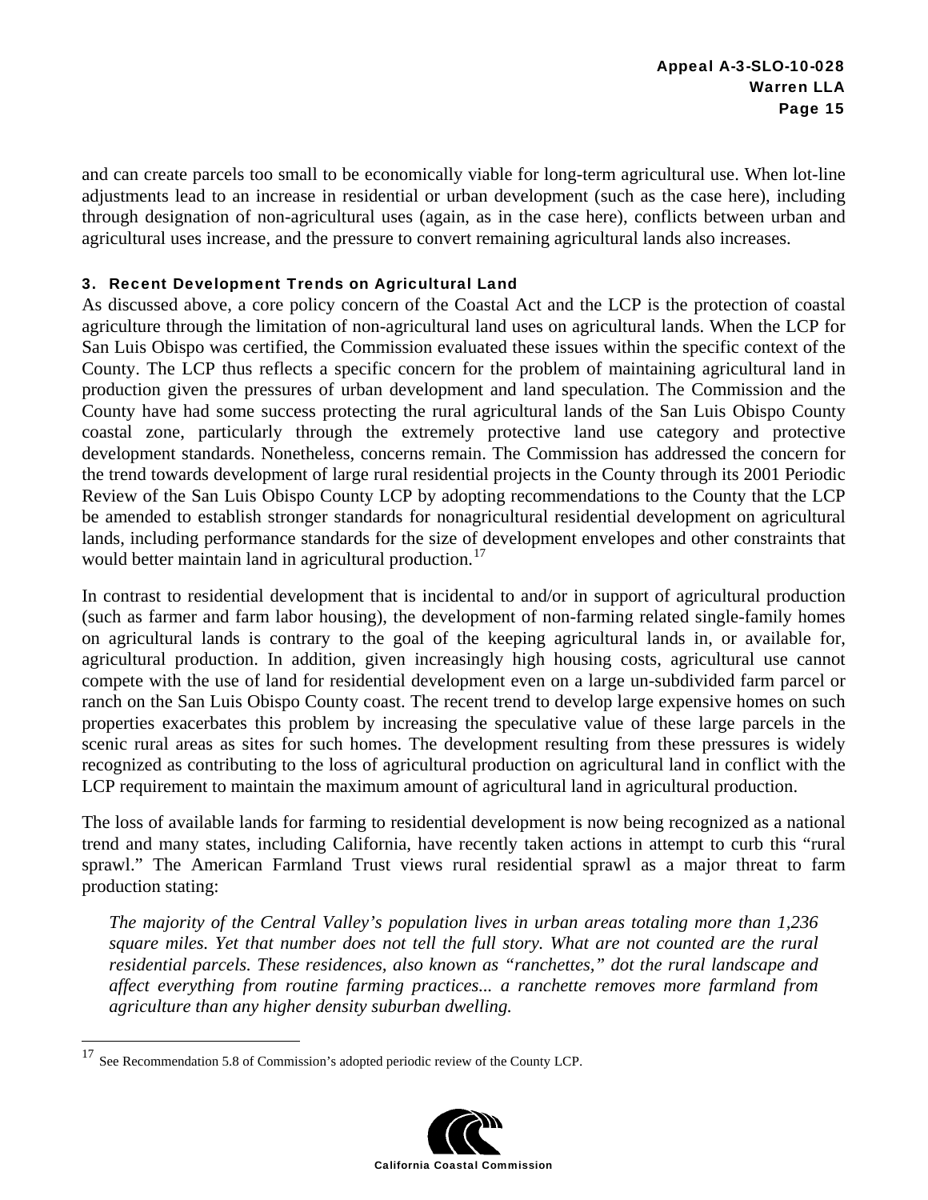and can create parcels too small to be economically viable for long-term agricultural use. When lot-line adjustments lead to an increase in residential or urban development (such as the case here), including through designation of non-agricultural uses (again, as in the case here), conflicts between urban and agricultural uses increase, and the pressure to convert remaining agricultural lands also increases.

### 3. Recent Development Trends on Agricultural Land

As discussed above, a core policy concern of the Coastal Act and the LCP is the protection of coastal agriculture through the limitation of non-agricultural land uses on agricultural lands. When the LCP for San Luis Obispo was certified, the Commission evaluated these issues within the specific context of the County. The LCP thus reflects a specific concern for the problem of maintaining agricultural land in production given the pressures of urban development and land speculation. The Commission and the County have had some success protecting the rural agricultural lands of the San Luis Obispo County coastal zone, particularly through the extremely protective land use category and protective development standards. Nonetheless, concerns remain. The Commission has addressed the concern for the trend towards development of large rural residential projects in the County through its 2001 Periodic Review of the San Luis Obispo County LCP by adopting recommendations to the County that the LCP be amended to establish stronger standards for nonagricultural residential development on agricultural lands, including performance standards for the size of development envelopes and other constraints that would better maintain land in agricultural production.[17]

In contrast to residential development that is incidental to and/or in support of agricultural production (such as farmer and farm labor housing), the development of non-farming related single-family homes on agricultural lands is contrary to the goal of the keeping agricultural lands in, or available for, agricultural production. In addition, given increasingly high housing costs, agricultural use cannot compete with the use of land for residential development even on a large un-subdivided farm parcel or ranch on the San Luis Obispo County coast. The recent trend to develop large expensive homes on such properties exacerbates this problem by increasing the speculative value of these large parcels in the scenic rural areas as sites for such homes. The development resulting from these pressures is widely recognized as contributing to the loss of agricultural production on agricultural land in conflict with the LCP requirement to maintain the maximum amount of agricultural land in agricultural production.

The loss of available lands for farming to residential development is now being recognized as a national trend and many states, including California, have recently taken actions in attempt to curb this "rural sprawl." The American Farmland Trust views rural residential sprawl as a major threat to farm production stating:

> *The majority of the Central Valley's population lives in urban areas totaling more than 1,236 square miles. Yet that number does not tell the full story. What are not counted are the rural residential parcels. These residences, also known as "ranchettes," dot the rural landscape and affect everything from routine farming practices... a ranchette removes more farmland from agriculture than any higher density suburban dwelling.*

---

[17] See Recommendation 5.8 of Commission's adopted periodic review of the County LCP.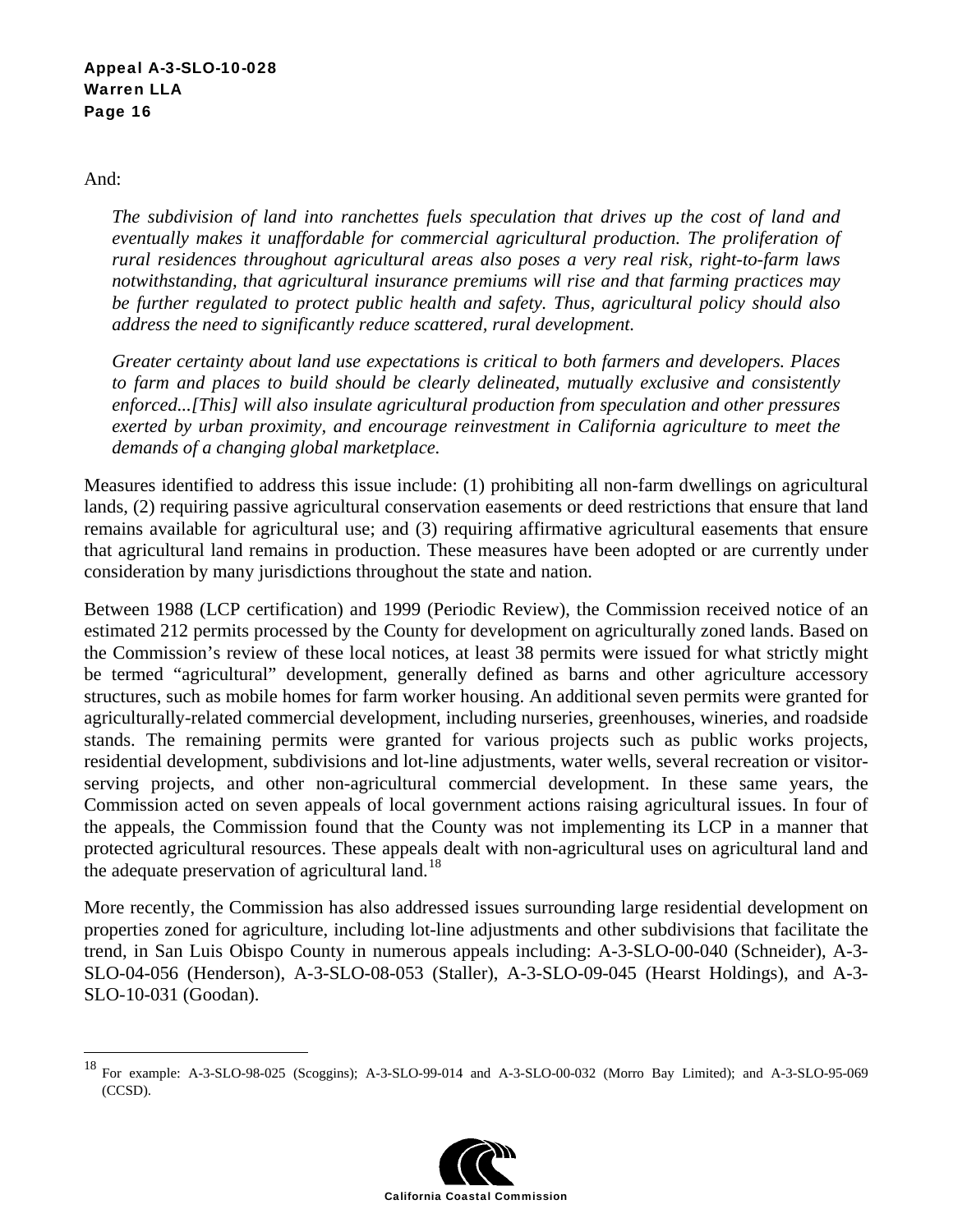And:

*The subdivision of land into ranchettes fuels speculation that drives up the cost of land and eventually makes it unaffordable for commercial agricultural production. The proliferation of rural residences throughout agricultural areas also poses a very real risk, right-to-farm laws notwithstanding, that agricultural insurance premiums will rise and that farming practices may be further regulated to protect public health and safety. Thus, agricultural policy should also address the need to significantly reduce scattered, rural development.*

*Greater certainty about land use expectations is critical to both farmers and developers. Places to farm and places to build should be clearly delineated, mutually exclusive and consistently enforced...[This] will also insulate agricultural production from speculation and other pressures exerted by urban proximity, and encourage reinvestment in California agriculture to meet the demands of a changing global marketplace.*

Measures identified to address this issue include: (1) prohibiting all non-farm dwellings on agricultural lands, (2) requiring passive agricultural conservation easements or deed restrictions that ensure that land remains available for agricultural use; and (3) requiring affirmative agricultural easements that ensure that agricultural land remains in production. These measures have been adopted or are currently under consideration by many jurisdictions throughout the state and nation.

Between 1988 (LCP certification) and 1999 (Periodic Review), the Commission received notice of an estimated 212 permits processed by the County for development on agriculturally zoned lands. Based on the Commission's review of these local notices, at least 38 permits were issued for what strictly might be termed "agricultural" development, generally defined as barns and other agriculture accessory structures, such as mobile homes for farm worker housing. An additional seven permits were granted for agriculturally-related commercial development, including nurseries, greenhouses, wineries, and roadside stands. The remaining permits were granted for various projects such as public works projects, residential development, subdivisions and lot-line adjustments, water wells, several recreation or visitor-serving projects, and other non-agricultural commercial development. In these same years, the Commission acted on seven appeals of local government actions raising agricultural issues. In four of the appeals, the Commission found that the County was not implementing its LCP in a manner that protected agricultural resources. These appeals dealt with non-agricultural uses on agricultural land and the adequate preservation of agricultural land.[18]

More recently, the Commission has also addressed issues surrounding large residential development on properties zoned for agriculture, including lot-line adjustments and other subdivisions that facilitate the trend, in San Luis Obispo County in numerous appeals including: A-3-SLO-00-040 (Schneider), A-3-SLO-04-056 (Henderson), A-3-SLO-08-053 (Staller), A-3-SLO-09-045 (Hearst Holdings), and A-3-SLO-10-031 (Goodan).

[18] For example: A-3-SLO-98-025 (Scoggins); A-3-SLO-99-014 and A-3-SLO-00-032 (Morro Bay Limited); and A-3-SLO-95-069 (CCSD).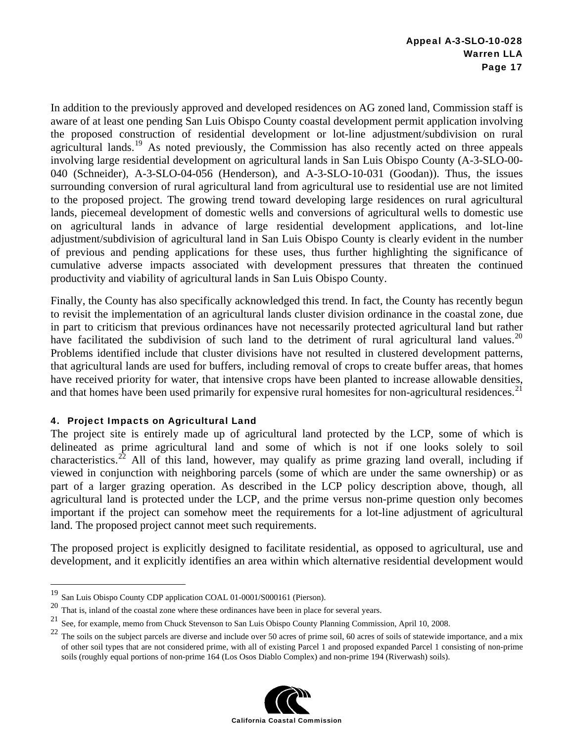In addition to the previously approved and developed residences on AG zoned land, Commission staff is aware of at least one pending San Luis Obispo County coastal development permit application involving the proposed construction of residential development or lot-line adjustment/subdivision on rural agricultural lands.[19] As noted previously, the Commission has also recently acted on three appeals involving large residential development on agricultural lands in San Luis Obispo County (A-3-SLO-00-040 (Schneider), A-3-SLO-04-056 (Henderson), and A-3-SLO-10-031 (Goodan)). Thus, the issues surrounding conversion of rural agricultural land from agricultural use to residential use are not limited to the proposed project. The growing trend toward developing large residences on rural agricultural lands, piecemeal development of domestic wells and conversions of agricultural wells to domestic use on agricultural lands in advance of large residential development applications, and lot-line adjustment/subdivision of agricultural land in San Luis Obispo County is clearly evident in the number of previous and pending applications for these uses, thus further highlighting the significance of cumulative adverse impacts associated with development pressures that threaten the continued productivity and viability of agricultural lands in San Luis Obispo County.

Finally, the County has also specifically acknowledged this trend. In fact, the County has recently begun to revisit the implementation of an agricultural lands cluster division ordinance in the coastal zone, due in part to criticism that previous ordinances have not necessarily protected agricultural land but rather have facilitated the subdivision of such land to the detriment of rural agricultural land values.[20] Problems identified include that cluster divisions have not resulted in clustered development patterns, that agricultural lands are used for buffers, including removal of crops to create buffer areas, that homes have received priority for water, that intensive crops have been planted to increase allowable densities, and that homes have been used primarily for expensive rural homesites for non-agricultural residences.[21]

#### 4. Project Impacts on Agricultural Land

The project site is entirely made up of agricultural land protected by the LCP, some of which is delineated as prime agricultural land and some of which is not if one looks solely to soil characteristics.[22] All of this land, however, may qualify as prime grazing land overall, including if viewed in conjunction with neighboring parcels (some of which are under the same ownership) or as part of a larger grazing operation. As described in the LCP policy description above, though, all agricultural land is protected under the LCP, and the prime versus non-prime question only becomes important if the project can somehow meet the requirements for a lot-line adjustment of agricultural land. The proposed project cannot meet such requirements.

The proposed project is explicitly designed to facilitate residential, as opposed to agricultural, use and development, and it explicitly identifies an area within which alternative residential development would

---

[19] San Luis Obispo County CDP application COAL 01-0001/S000161 (Pierson).

[20] That is, inland of the coastal zone where these ordinances have been in place for several years.

[21] See, for example, memo from Chuck Stevenson to San Luis Obispo County Planning Commission, April 10, 2008.

[22] The soils on the subject parcels are diverse and include over 50 acres of prime soil, 60 acres of soils of statewide importance, and a mix of other soil types that are not considered prime, with all of existing Parcel 1 and proposed expanded Parcel 1 consisting of non-prime soils (roughly equal portions of non-prime 164 (Los Osos Diablo Complex) and non-prime 194 (Riverwash) soils).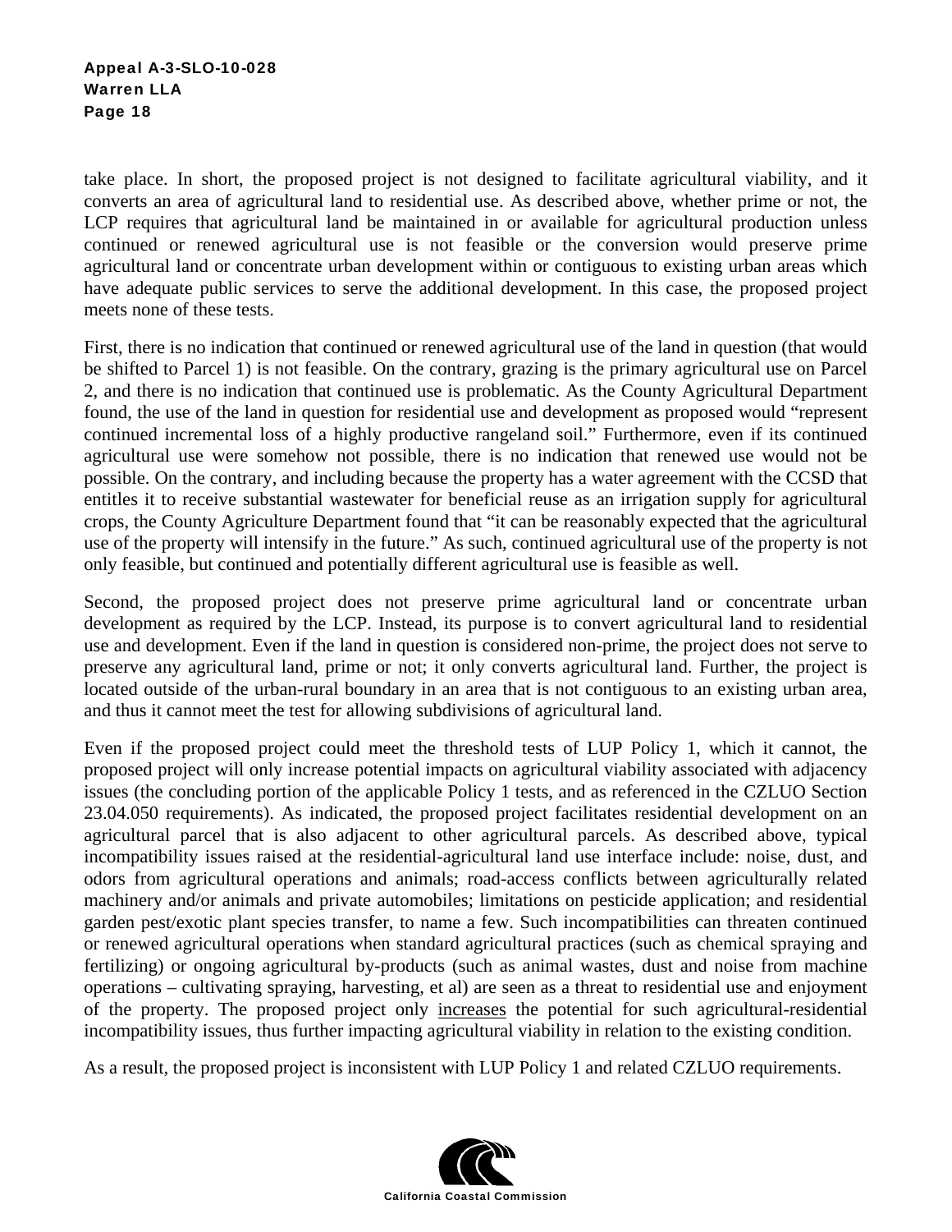take place. In short, the proposed project is not designed to facilitate agricultural viability, and it converts an area of agricultural land to residential use. As described above, whether prime or not, the LCP requires that agricultural land be maintained in or available for agricultural production unless continued or renewed agricultural use is not feasible or the conversion would preserve prime agricultural land or concentrate urban development within or contiguous to existing urban areas which have adequate public services to serve the additional development. In this case, the proposed project meets none of these tests.

First, there is no indication that continued or renewed agricultural use of the land in question (that would be shifted to Parcel 1) is not feasible. On the contrary, grazing is the primary agricultural use on Parcel 2, and there is no indication that continued use is problematic. As the County Agricultural Department found, the use of the land in question for residential use and development as proposed would "represent continued incremental loss of a highly productive rangeland soil." Furthermore, even if its continued agricultural use were somehow not possible, there is no indication that renewed use would not be possible. On the contrary, and including because the property has a water agreement with the CCSD that entitles it to receive substantial wastewater for beneficial reuse as an irrigation supply for agricultural crops, the County Agriculture Department found that "it can be reasonably expected that the agricultural use of the property will intensify in the future." As such, continued agricultural use of the property is not only feasible, but continued and potentially different agricultural use is feasible as well.

Second, the proposed project does not preserve prime agricultural land or concentrate urban development as required by the LCP. Instead, its purpose is to convert agricultural land to residential use and development. Even if the land in question is considered non-prime, the project does not serve to preserve any agricultural land, prime or not; it only converts agricultural land. Further, the project is located outside of the urban-rural boundary in an area that is not contiguous to an existing urban area, and thus it cannot meet the test for allowing subdivisions of agricultural land.

Even if the proposed project could meet the threshold tests of LUP Policy 1, which it cannot, the proposed project will only increase potential impacts on agricultural viability associated with adjacency issues (the concluding portion of the applicable Policy 1 tests, and as referenced in the CZLUO Section 23.04.050 requirements). As indicated, the proposed project facilitates residential development on an agricultural parcel that is also adjacent to other agricultural parcels. As described above, typical incompatibility issues raised at the residential-agricultural land use interface include: noise, dust, and odors from agricultural operations and animals; road-access conflicts between agriculturally related machinery and/or animals and private automobiles; limitations on pesticide application; and residential garden pest/exotic plant species transfer, to name a few. Such incompatibilities can threaten continued or renewed agricultural operations when standard agricultural practices (such as chemical spraying and fertilizing) or ongoing agricultural by-products (such as animal wastes, dust and noise from machine operations – cultivating spraying, harvesting, et al) are seen as a threat to residential use and enjoyment of the property. The proposed project only <u>increases</u> the potential for such agricultural-residential incompatibility issues, thus further impacting agricultural viability in relation to the existing condition.

As a result, the proposed project is inconsistent with LUP Policy 1 and related CZLUO requirements.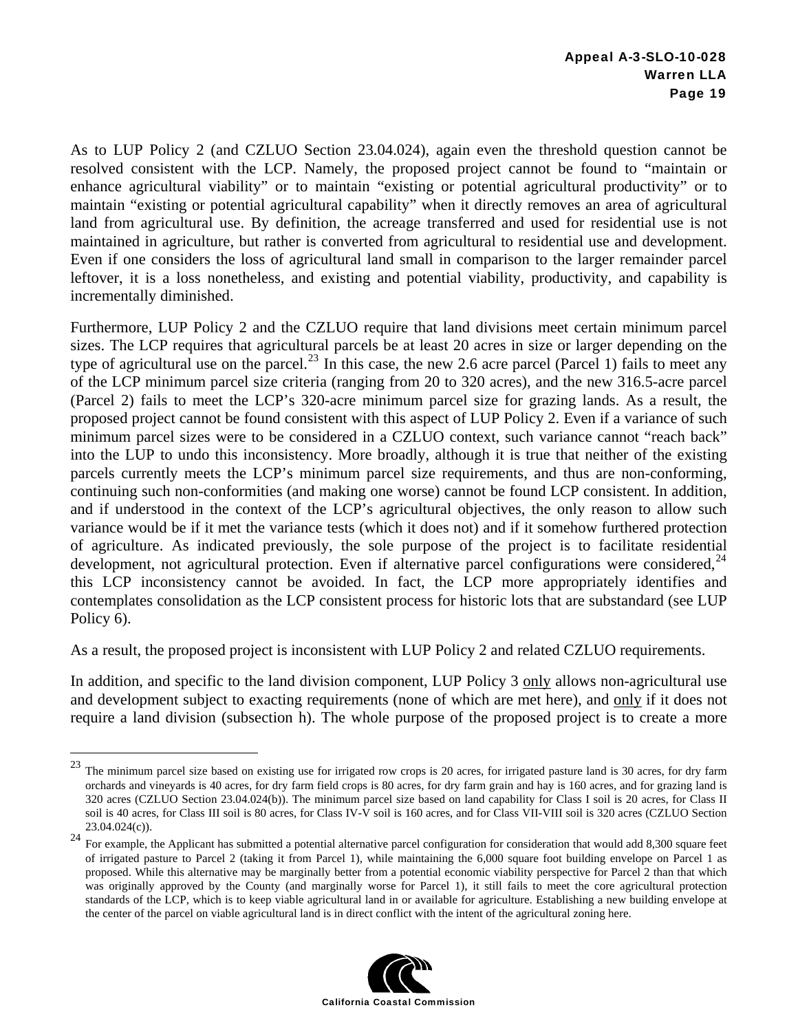As to LUP Policy 2 (and CZLUO Section 23.04.024), again even the threshold question cannot be resolved consistent with the LCP. Namely, the proposed project cannot be found to "maintain or enhance agricultural viability" or to maintain "existing or potential agricultural productivity" or to maintain "existing or potential agricultural capability" when it directly removes an area of agricultural land from agricultural use. By definition, the acreage transferred and used for residential use is not maintained in agriculture, but rather is converted from agricultural to residential use and development. Even if one considers the loss of agricultural land small in comparison to the larger remainder parcel leftover, it is a loss nonetheless, and existing and potential viability, productivity, and capability is incrementally diminished.

Furthermore, LUP Policy 2 and the CZLUO require that land divisions meet certain minimum parcel sizes. The LCP requires that agricultural parcels be at least 20 acres in size or larger depending on the type of agricultural use on the parcel.[23] In this case, the new 2.6 acre parcel (Parcel 1) fails to meet any of the LCP minimum parcel size criteria (ranging from 20 to 320 acres), and the new 316.5-acre parcel (Parcel 2) fails to meet the LCP's 320-acre minimum parcel size for grazing lands. As a result, the proposed project cannot be found consistent with this aspect of LUP Policy 2. Even if a variance of such minimum parcel sizes were to be considered in a CZLUO context, such variance cannot "reach back" into the LUP to undo this inconsistency. More broadly, although it is true that neither of the existing parcels currently meets the LCP's minimum parcel size requirements, and thus are non-conforming, continuing such non-conformities (and making one worse) cannot be found LCP consistent. In addition, and if understood in the context of the LCP's agricultural objectives, the only reason to allow such variance would be if it met the variance tests (which it does not) and if it somehow furthered protection of agriculture. As indicated previously, the sole purpose of the project is to facilitate residential development, not agricultural protection. Even if alternative parcel configurations were considered,[24] this LCP inconsistency cannot be avoided. In fact, the LCP more appropriately identifies and contemplates consolidation as the LCP consistent process for historic lots that are substandard (see LUP Policy 6).

As a result, the proposed project is inconsistent with LUP Policy 2 and related CZLUO requirements.

In addition, and specific to the land division component, LUP Policy 3 <u>only</u> allows non-agricultural use and development subject to exacting requirements (none of which are met here), and <u>only</u> if it does not require a land division (subsection h). The whole purpose of the proposed project is to create a more

---

[23] The minimum parcel size based on existing use for irrigated row crops is 20 acres, for irrigated pasture land is 30 acres, for dry farm orchards and vineyards is 40 acres, for dry farm field crops is 80 acres, for dry farm grain and hay is 160 acres, and for grazing land is 320 acres (CZLUO Section 23.04.024(b)). The minimum parcel size based on land capability for Class I soil is 20 acres, for Class II soil is 40 acres, for Class III soil is 80 acres, for Class IV-V soil is 160 acres, and for Class VII-VIII soil is 320 acres (CZLUO Section 23.04.024(c)).

[24] For example, the Applicant has submitted a potential alternative parcel configuration for consideration that would add 8,300 square feet of irrigated pasture to Parcel 2 (taking it from Parcel 1), while maintaining the 6,000 square foot building envelope on Parcel 1 as proposed. While this alternative may be marginally better from a potential economic viability perspective for Parcel 2 than that which was originally approved by the County (and marginally worse for Parcel 1), it still fails to meet the core agricultural protection standards of the LCP, which is to keep viable agricultural land in or available for agriculture. Establishing a new building envelope at the center of the parcel on viable agricultural land is in direct conflict with the intent of the agricultural zoning here.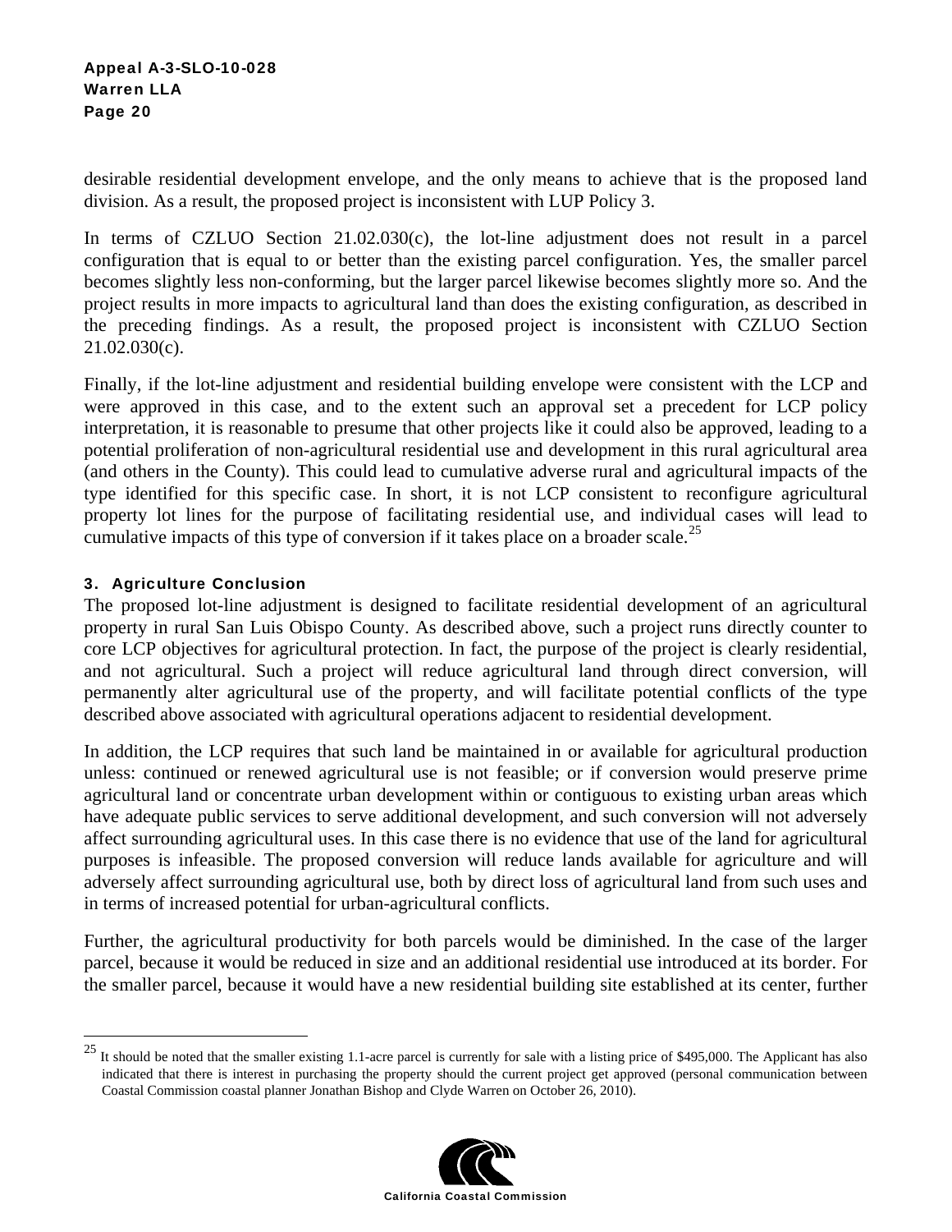desirable residential development envelope, and the only means to achieve that is the proposed land division. As a result, the proposed project is inconsistent with LUP Policy 3.

In terms of CZLUO Section 21.02.030(c), the lot-line adjustment does not result in a parcel configuration that is equal to or better than the existing parcel configuration. Yes, the smaller parcel becomes slightly less non-conforming, but the larger parcel likewise becomes slightly more so. And the project results in more impacts to agricultural land than does the existing configuration, as described in the preceding findings. As a result, the proposed project is inconsistent with CZLUO Section 21.02.030(c).

Finally, if the lot-line adjustment and residential building envelope were consistent with the LCP and were approved in this case, and to the extent such an approval set a precedent for LCP policy interpretation, it is reasonable to presume that other projects like it could also be approved, leading to a potential proliferation of non-agricultural residential use and development in this rural agricultural area (and others in the County). This could lead to cumulative adverse rural and agricultural impacts of the type identified for this specific case. In short, it is not LCP consistent to reconfigure agricultural property lot lines for the purpose of facilitating residential use, and individual cases will lead to cumulative impacts of this type of conversion if it takes place on a broader scale.[25]

### 3. Agriculture Conclusion

The proposed lot-line adjustment is designed to facilitate residential development of an agricultural property in rural San Luis Obispo County. As described above, such a project runs directly counter to core LCP objectives for agricultural protection. In fact, the purpose of the project is clearly residential, and not agricultural. Such a project will reduce agricultural land through direct conversion, will permanently alter agricultural use of the property, and will facilitate potential conflicts of the type described above associated with agricultural operations adjacent to residential development.

In addition, the LCP requires that such land be maintained in or available for agricultural production unless: continued or renewed agricultural use is not feasible; or if conversion would preserve prime agricultural land or concentrate urban development within or contiguous to existing urban areas which have adequate public services to serve additional development, and such conversion will not adversely affect surrounding agricultural uses. In this case there is no evidence that use of the land for agricultural purposes is infeasible. The proposed conversion will reduce lands available for agriculture and will adversely affect surrounding agricultural use, both by direct loss of agricultural land from such uses and in terms of increased potential for urban-agricultural conflicts.

Further, the agricultural productivity for both parcels would be diminished. In the case of the larger parcel, because it would be reduced in size and an additional residential use introduced at its border. For the smaller parcel, because it would have a new residential building site established at its center, further

---

[25] It should be noted that the smaller existing 1.1-acre parcel is currently for sale with a listing price of $495,000. The Applicant has also indicated that there is interest in purchasing the property should the current project get approved (personal communication between Coastal Commission coastal planner Jonathan Bishop and Clyde Warren on October 26, 2010).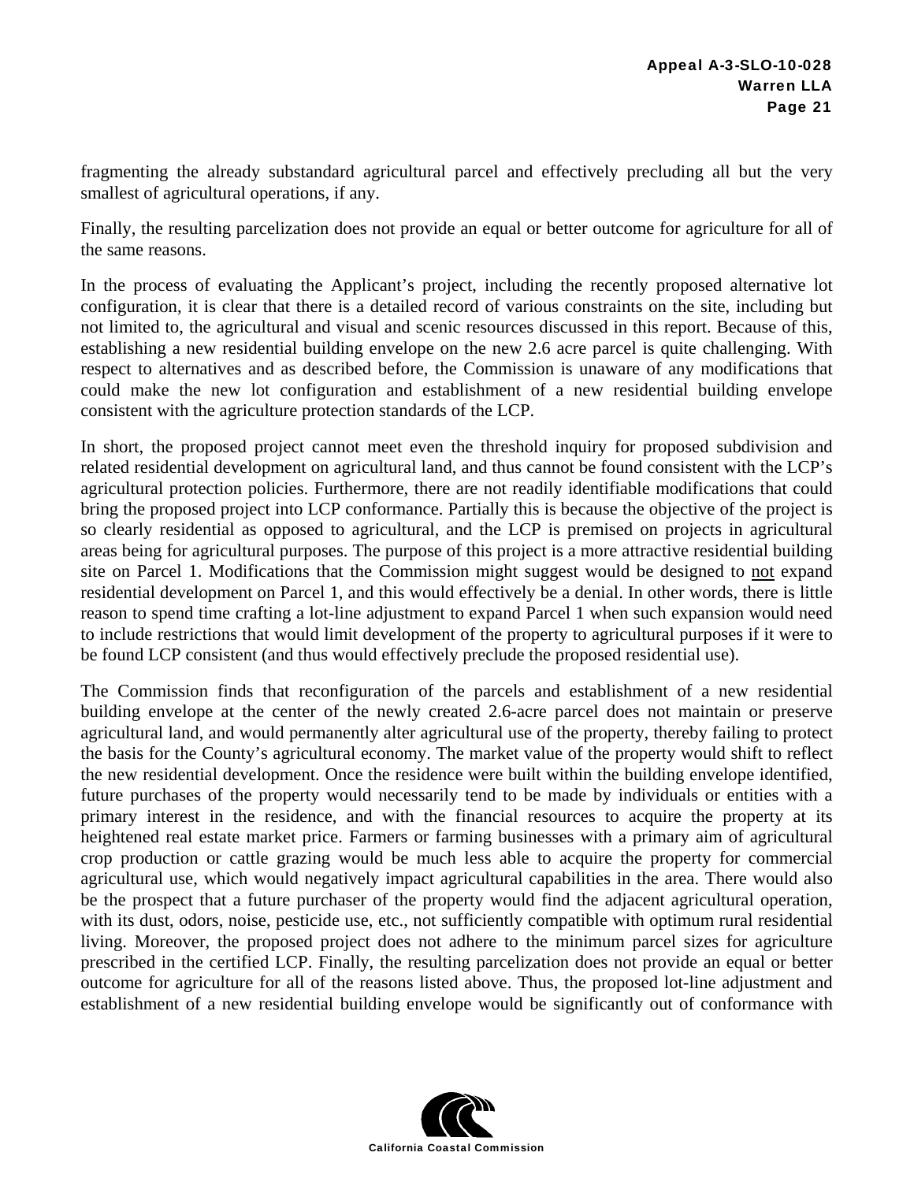fragmenting the already substandard agricultural parcel and effectively precluding all but the very smallest of agricultural operations, if any.

Finally, the resulting parcelization does not provide an equal or better outcome for agriculture for all of the same reasons.

In the process of evaluating the Applicant's project, including the recently proposed alternative lot configuration, it is clear that there is a detailed record of various constraints on the site, including but not limited to, the agricultural and visual and scenic resources discussed in this report. Because of this, establishing a new residential building envelope on the new 2.6 acre parcel is quite challenging. With respect to alternatives and as described before, the Commission is unaware of any modifications that could make the new lot configuration and establishment of a new residential building envelope consistent with the agriculture protection standards of the LCP.

In short, the proposed project cannot meet even the threshold inquiry for proposed subdivision and related residential development on agricultural land, and thus cannot be found consistent with the LCP's agricultural protection policies. Furthermore, there are not readily identifiable modifications that could bring the proposed project into LCP conformance. Partially this is because the objective of the project is so clearly residential as opposed to agricultural, and the LCP is premised on projects in agricultural areas being for agricultural purposes. The purpose of this project is a more attractive residential building site on Parcel 1. Modifications that the Commission might suggest would be designed to <u>not</u> expand residential development on Parcel 1, and this would effectively be a denial. In other words, there is little reason to spend time crafting a lot-line adjustment to expand Parcel 1 when such expansion would need to include restrictions that would limit development of the property to agricultural purposes if it were to be found LCP consistent (and thus would effectively preclude the proposed residential use).

The Commission finds that reconfiguration of the parcels and establishment of a new residential building envelope at the center of the newly created 2.6-acre parcel does not maintain or preserve agricultural land, and would permanently alter agricultural use of the property, thereby failing to protect the basis for the County's agricultural economy. The market value of the property would shift to reflect the new residential development. Once the residence were built within the building envelope identified, future purchases of the property would necessarily tend to be made by individuals or entities with a primary interest in the residence, and with the financial resources to acquire the property at its heightened real estate market price. Farmers or farming businesses with a primary aim of agricultural crop production or cattle grazing would be much less able to acquire the property for commercial agricultural use, which would negatively impact agricultural capabilities in the area. There would also be the prospect that a future purchaser of the property would find the adjacent agricultural operation, with its dust, odors, noise, pesticide use, etc., not sufficiently compatible with optimum rural residential living. Moreover, the proposed project does not adhere to the minimum parcel sizes for agriculture prescribed in the certified LCP. Finally, the resulting parcelization does not provide an equal or better outcome for agriculture for all of the reasons listed above. Thus, the proposed lot-line adjustment and establishment of a new residential building envelope would be significantly out of conformance with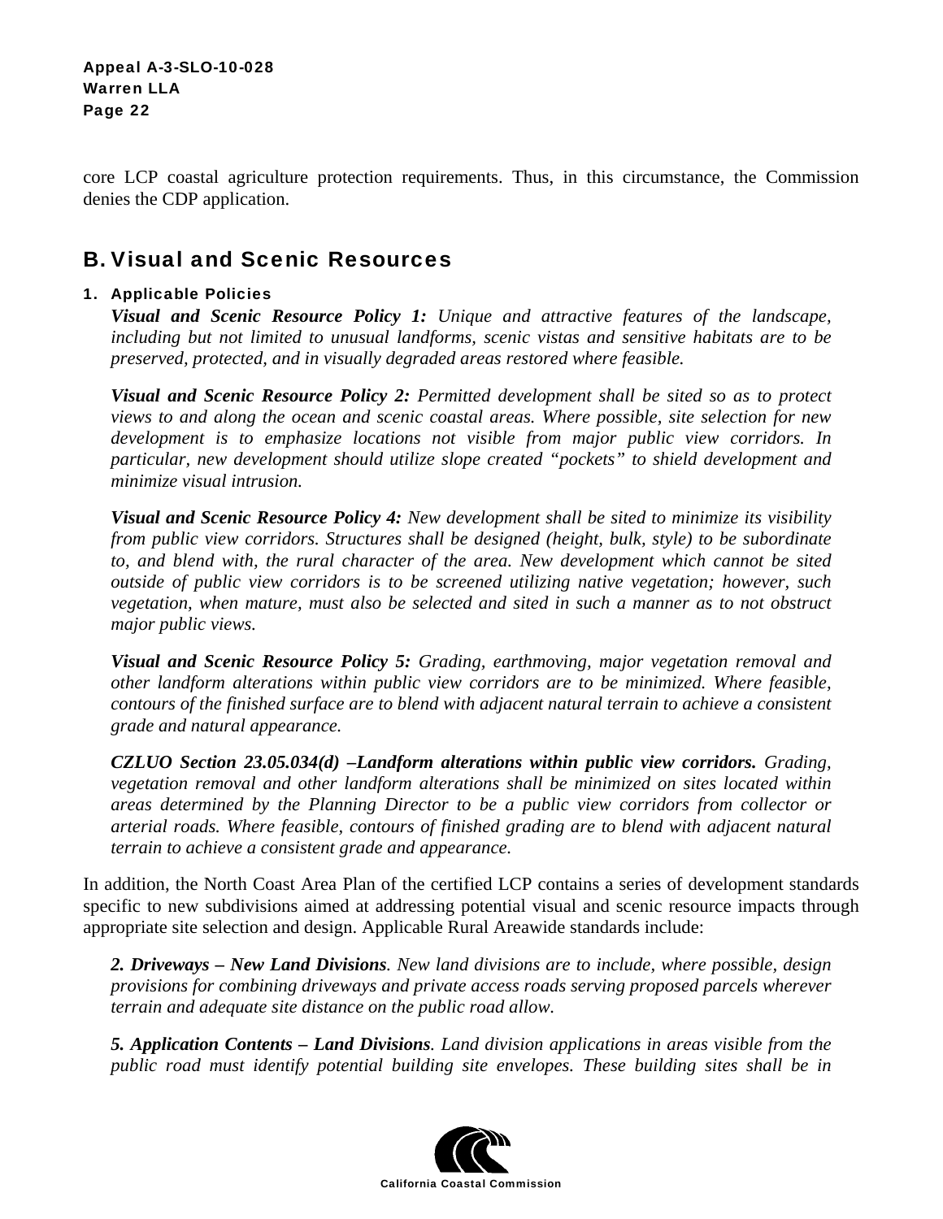core LCP coastal agriculture protection requirements. Thus, in this circumstance, the Commission denies the CDP application.

## B. Visual and Scenic Resources

### 1. Applicable Policies

***Visual and Scenic Resource Policy 1:*** *Unique and attractive features of the landscape, including but not limited to unusual landforms, scenic vistas and sensitive habitats are to be preserved, protected, and in visually degraded areas restored where feasible.*

***Visual and Scenic Resource Policy 2:*** *Permitted development shall be sited so as to protect views to and along the ocean and scenic coastal areas. Where possible, site selection for new development is to emphasize locations not visible from major public view corridors. In particular, new development should utilize slope created "pockets" to shield development and minimize visual intrusion.*

***Visual and Scenic Resource Policy 4:*** *New development shall be sited to minimize its visibility from public view corridors. Structures shall be designed (height, bulk, style) to be subordinate to, and blend with, the rural character of the area. New development which cannot be sited outside of public view corridors is to be screened utilizing native vegetation; however, such vegetation, when mature, must also be selected and sited in such a manner as to not obstruct major public views.*

***Visual and Scenic Resource Policy 5:*** *Grading, earthmoving, major vegetation removal and other landform alterations within public view corridors are to be minimized. Where feasible, contours of the finished surface are to blend with adjacent natural terrain to achieve a consistent grade and natural appearance.*

***CZLUO Section 23.05.034(d) –Landform alterations within public view corridors.*** *Grading, vegetation removal and other landform alterations shall be minimized on sites located within areas determined by the Planning Director to be a public view corridors from collector or arterial roads. Where feasible, contours of finished grading are to blend with adjacent natural terrain to achieve a consistent grade and appearance.*

In addition, the North Coast Area Plan of the certified LCP contains a series of development standards specific to new subdivisions aimed at addressing potential visual and scenic resource impacts through appropriate site selection and design. Applicable Rural Areawide standards include:

***2. Driveways – New Land Divisions****. New land divisions are to include, where possible, design provisions for combining driveways and private access roads serving proposed parcels wherever terrain and adequate site distance on the public road allow.*

***5. Application Contents – Land Divisions****. Land division applications in areas visible from the public road must identify potential building site envelopes. These building sites shall be in*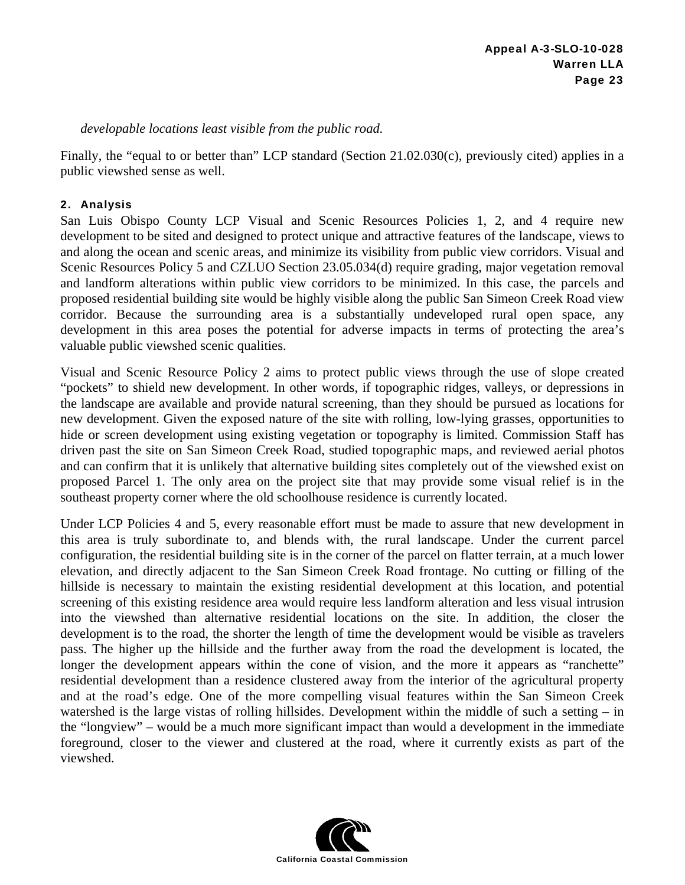*developable locations least visible from the public road.*

Finally, the "equal to or better than" LCP standard (Section 21.02.030(c), previously cited) applies in a public viewshed sense as well.

#### 2. Analysis

San Luis Obispo County LCP Visual and Scenic Resources Policies 1, 2, and 4 require new development to be sited and designed to protect unique and attractive features of the landscape, views to and along the ocean and scenic areas, and minimize its visibility from public view corridors. Visual and Scenic Resources Policy 5 and CZLUO Section 23.05.034(d) require grading, major vegetation removal and landform alterations within public view corridors to be minimized. In this case, the parcels and proposed residential building site would be highly visible along the public San Simeon Creek Road view corridor. Because the surrounding area is a substantially undeveloped rural open space, any development in this area poses the potential for adverse impacts in terms of protecting the area's valuable public viewshed scenic qualities.

Visual and Scenic Resource Policy 2 aims to protect public views through the use of slope created "pockets" to shield new development. In other words, if topographic ridges, valleys, or depressions in the landscape are available and provide natural screening, than they should be pursued as locations for new development. Given the exposed nature of the site with rolling, low-lying grasses, opportunities to hide or screen development using existing vegetation or topography is limited. Commission Staff has driven past the site on San Simeon Creek Road, studied topographic maps, and reviewed aerial photos and can confirm that it is unlikely that alternative building sites completely out of the viewshed exist on proposed Parcel 1. The only area on the project site that may provide some visual relief is in the southeast property corner where the old schoolhouse residence is currently located.

Under LCP Policies 4 and 5, every reasonable effort must be made to assure that new development in this area is truly subordinate to, and blends with, the rural landscape. Under the current parcel configuration, the residential building site is in the corner of the parcel on flatter terrain, at a much lower elevation, and directly adjacent to the San Simeon Creek Road frontage. No cutting or filling of the hillside is necessary to maintain the existing residential development at this location, and potential screening of this existing residence area would require less landform alteration and less visual intrusion into the viewshed than alternative residential locations on the site. In addition, the closer the development is to the road, the shorter the length of time the development would be visible as travelers pass. The higher up the hillside and the further away from the road the development is located, the longer the development appears within the cone of vision, and the more it appears as "ranchette" residential development than a residence clustered away from the interior of the agricultural property and at the road's edge. One of the more compelling visual features within the San Simeon Creek watershed is the large vistas of rolling hillsides. Development within the middle of such a setting – in the "longview" – would be a much more significant impact than would a development in the immediate foreground, closer to the viewer and clustered at the road, where it currently exists as part of the viewshed.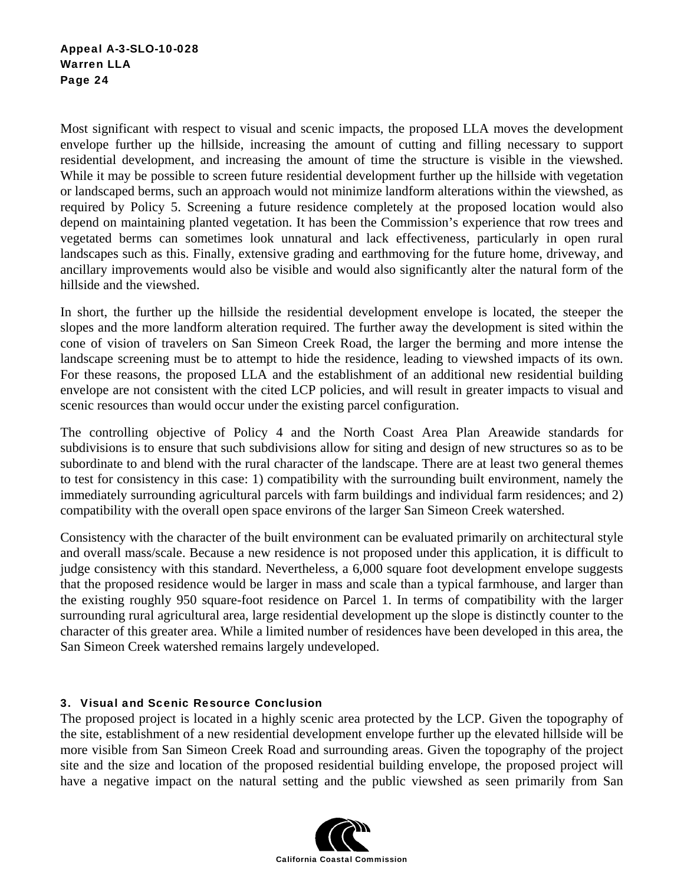Most significant with respect to visual and scenic impacts, the proposed LLA moves the development envelope further up the hillside, increasing the amount of cutting and filling necessary to support residential development, and increasing the amount of time the structure is visible in the viewshed. While it may be possible to screen future residential development further up the hillside with vegetation or landscaped berms, such an approach would not minimize landform alterations within the viewshed, as required by Policy 5. Screening a future residence completely at the proposed location would also depend on maintaining planted vegetation. It has been the Commission's experience that row trees and vegetated berms can sometimes look unnatural and lack effectiveness, particularly in open rural landscapes such as this. Finally, extensive grading and earthmoving for the future home, driveway, and ancillary improvements would also be visible and would also significantly alter the natural form of the hillside and the viewshed.

In short, the further up the hillside the residential development envelope is located, the steeper the slopes and the more landform alteration required. The further away the development is sited within the cone of vision of travelers on San Simeon Creek Road, the larger the berming and more intense the landscape screening must be to attempt to hide the residence, leading to viewshed impacts of its own. For these reasons, the proposed LLA and the establishment of an additional new residential building envelope are not consistent with the cited LCP policies, and will result in greater impacts to visual and scenic resources than would occur under the existing parcel configuration.

The controlling objective of Policy 4 and the North Coast Area Plan Areawide standards for subdivisions is to ensure that such subdivisions allow for siting and design of new structures so as to be subordinate to and blend with the rural character of the landscape. There are at least two general themes to test for consistency in this case: 1) compatibility with the surrounding built environment, namely the immediately surrounding agricultural parcels with farm buildings and individual farm residences; and 2) compatibility with the overall open space environs of the larger San Simeon Creek watershed.

Consistency with the character of the built environment can be evaluated primarily on architectural style and overall mass/scale. Because a new residence is not proposed under this application, it is difficult to judge consistency with this standard. Nevertheless, a 6,000 square foot development envelope suggests that the proposed residence would be larger in mass and scale than a typical farmhouse, and larger than the existing roughly 950 square-foot residence on Parcel 1. In terms of compatibility with the larger surrounding rural agricultural area, large residential development up the slope is distinctly counter to the character of this greater area. While a limited number of residences have been developed in this area, the San Simeon Creek watershed remains largely undeveloped.

### 3. Visual and Scenic Resource Conclusion

The proposed project is located in a highly scenic area protected by the LCP. Given the topography of the site, establishment of a new residential development envelope further up the elevated hillside will be more visible from San Simeon Creek Road and surrounding areas. Given the topography of the project site and the size and location of the proposed residential building envelope, the proposed project will have a negative impact on the natural setting and the public viewshed as seen primarily from San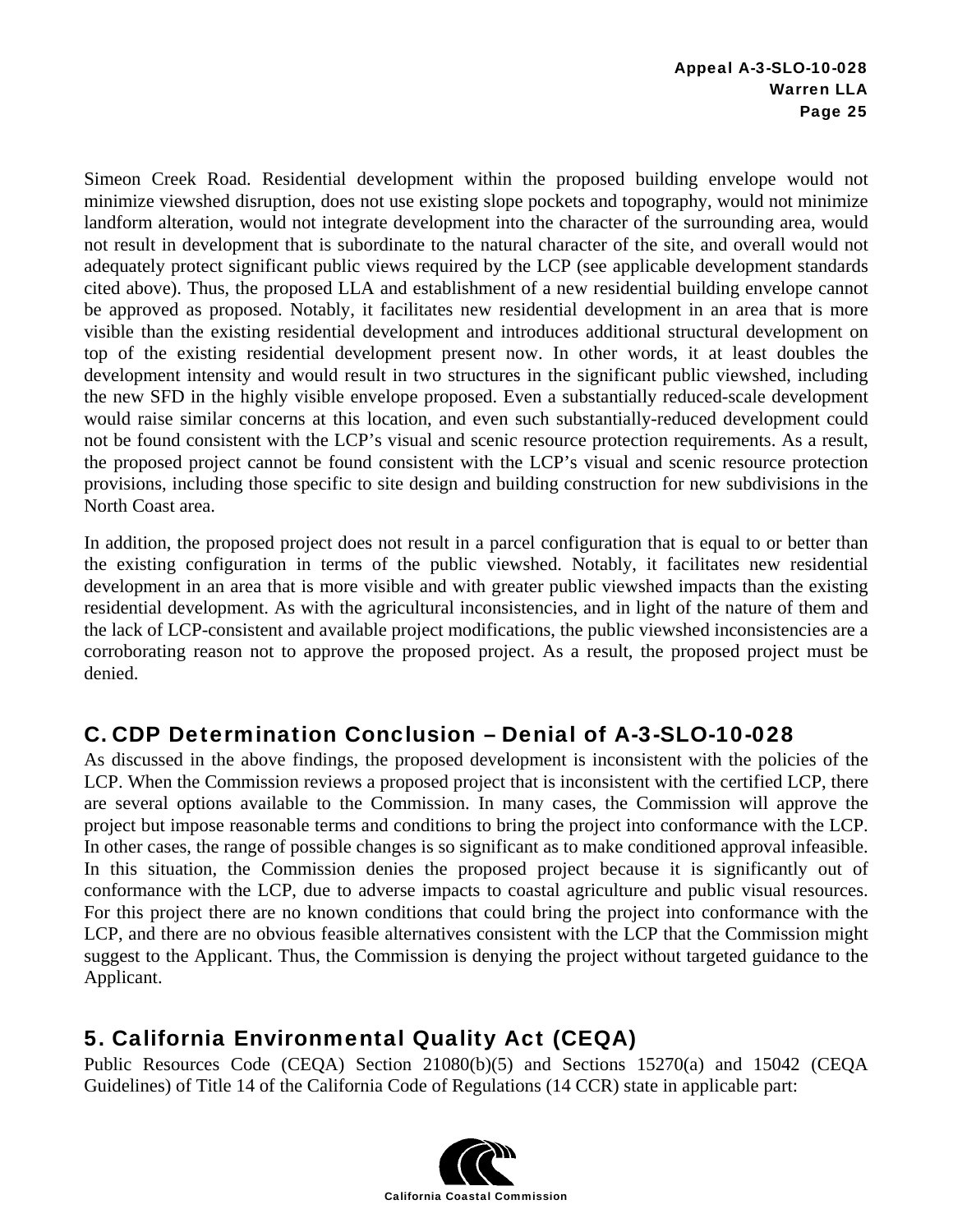Simeon Creek Road. Residential development within the proposed building envelope would not minimize viewshed disruption, does not use existing slope pockets and topography, would not minimize landform alteration, would not integrate development into the character of the surrounding area, would not result in development that is subordinate to the natural character of the site, and overall would not adequately protect significant public views required by the LCP (see applicable development standards cited above). Thus, the proposed LLA and establishment of a new residential building envelope cannot be approved as proposed. Notably, it facilitates new residential development in an area that is more visible than the existing residential development and introduces additional structural development on top of the existing residential development present now. In other words, it at least doubles the development intensity and would result in two structures in the significant public viewshed, including the new SFD in the highly visible envelope proposed. Even a substantially reduced-scale development would raise similar concerns at this location, and even such substantially-reduced development could not be found consistent with the LCP's visual and scenic resource protection requirements. As a result, the proposed project cannot be found consistent with the LCP's visual and scenic resource protection provisions, including those specific to site design and building construction for new subdivisions in the North Coast area.

In addition, the proposed project does not result in a parcel configuration that is equal to or better than the existing configuration in terms of the public viewshed. Notably, it facilitates new residential development in an area that is more visible and with greater public viewshed impacts than the existing residential development. As with the agricultural inconsistencies, and in light of the nature of them and the lack of LCP-consistent and available project modifications, the public viewshed inconsistencies are a corroborating reason not to approve the proposed project. As a result, the proposed project must be denied.

## C. CDP Determination Conclusion – Denial of A-3-SLO-10-028

As discussed in the above findings, the proposed development is inconsistent with the policies of the LCP. When the Commission reviews a proposed project that is inconsistent with the certified LCP, there are several options available to the Commission. In many cases, the Commission will approve the project but impose reasonable terms and conditions to bring the project into conformance with the LCP. In other cases, the range of possible changes is so significant as to make conditioned approval infeasible. In this situation, the Commission denies the proposed project because it is significantly out of conformance with the LCP, due to adverse impacts to coastal agriculture and public visual resources. For this project there are no known conditions that could bring the project into conformance with the LCP, and there are no obvious feasible alternatives consistent with the LCP that the Commission might suggest to the Applicant. Thus, the Commission is denying the project without targeted guidance to the Applicant.

## 5. California Environmental Quality Act (CEQA)

Public Resources Code (CEQA) Section 21080(b)(5) and Sections 15270(a) and 15042 (CEQA Guidelines) of Title 14 of the California Code of Regulations (14 CCR) state in applicable part: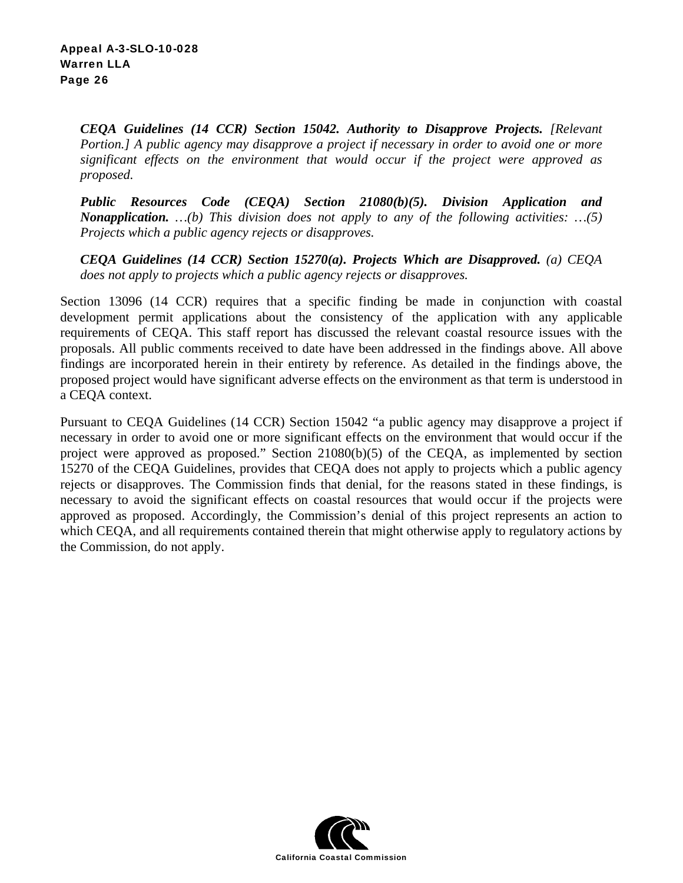***CEQA Guidelines (14 CCR) Section 15042. Authority to Disapprove Projects.*** *[Relevant Portion.] A public agency may disapprove a project if necessary in order to avoid one or more significant effects on the environment that would occur if the project were approved as proposed.*

***Public Resources Code (CEQA) Section 21080(b)(5). Division Application and Nonapplication.*** *…(b) This division does not apply to any of the following activities: …(5) Projects which a public agency rejects or disapproves.*

***CEQA Guidelines (14 CCR) Section 15270(a). Projects Which are Disapproved.*** *(a) CEQA does not apply to projects which a public agency rejects or disapproves.*

Section 13096 (14 CCR) requires that a specific finding be made in conjunction with coastal development permit applications about the consistency of the application with any applicable requirements of CEQA. This staff report has discussed the relevant coastal resource issues with the proposals. All public comments received to date have been addressed in the findings above. All above findings are incorporated herein in their entirety by reference. As detailed in the findings above, the proposed project would have significant adverse effects on the environment as that term is understood in a CEQA context.

Pursuant to CEQA Guidelines (14 CCR) Section 15042 "a public agency may disapprove a project if necessary in order to avoid one or more significant effects on the environment that would occur if the project were approved as proposed." Section 21080(b)(5) of the CEQA, as implemented by section 15270 of the CEQA Guidelines, provides that CEQA does not apply to projects which a public agency rejects or disapproves. The Commission finds that denial, for the reasons stated in these findings, is necessary to avoid the significant effects on coastal resources that would occur if the projects were approved as proposed. Accordingly, the Commission's denial of this project represents an action to which CEQA, and all requirements contained therein that might otherwise apply to regulatory actions by the Commission, do not apply.